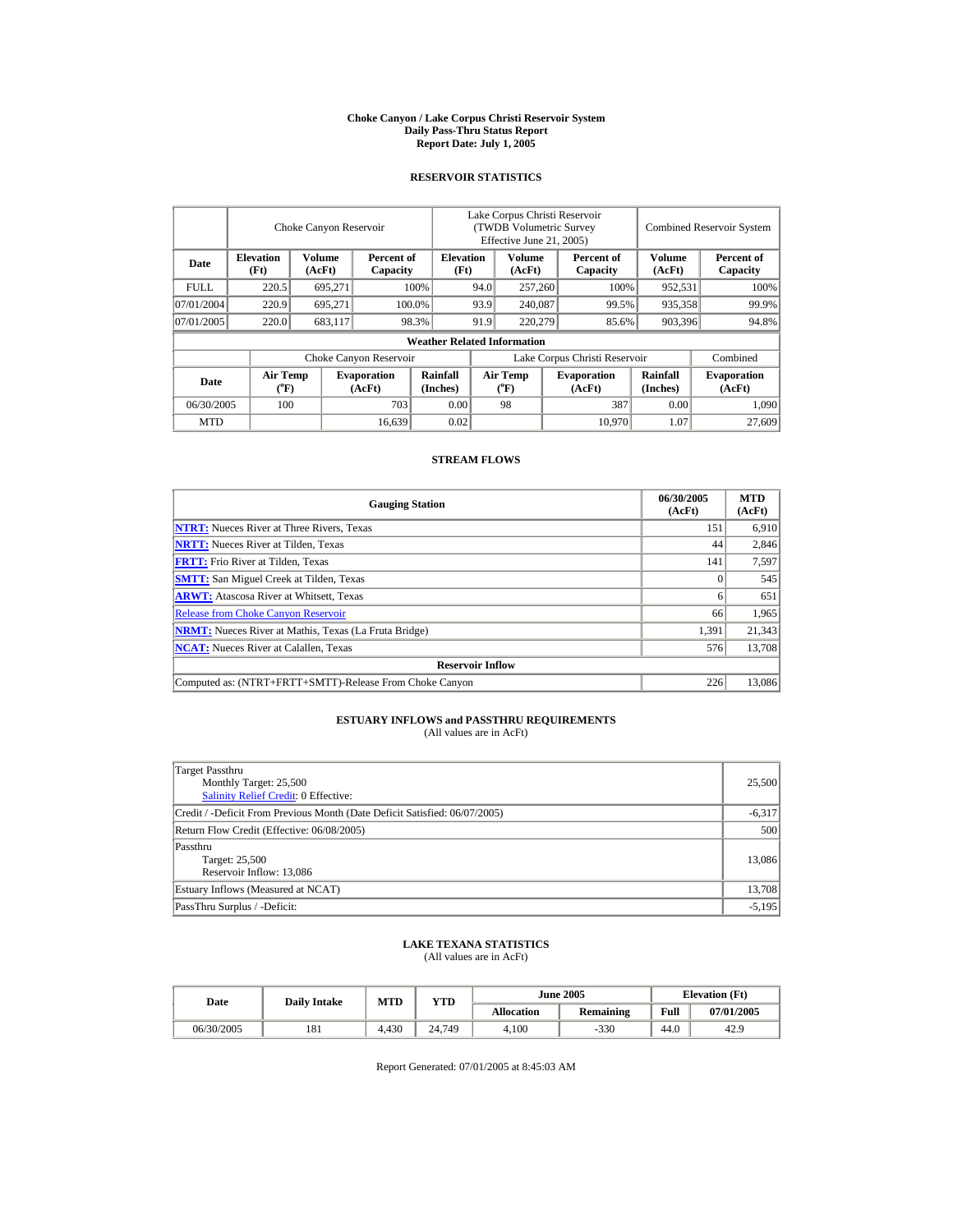# Choke Canyon / Lake Corpus Christi Reservoir System
## Daily Pass-Thru Status Report
### Report Date: July 1, 2005

## RESERVOIR STATISTICS

| Date | Choke Canyon Reservoir | | | Lake Corpus Christi Reservoir (TWDB Volumetric Survey Effective June 21, 2005) | | | Combined Reservoir System | |
|---|---|---|---|---|---|---|---|---|
| | Elevation (Ft) | Volume (AcFt) | Percent of Capacity | Elevation (Ft) | Volume (AcFt) | Percent of Capacity | Volume (AcFt) | Percent of Capacity |
| FULL | 220.5 | 695,271 | 100% | 94.0 | 257,260 | 100% | 952,531 | 100% |
| 07/01/2004 | 220.9 | 695,271 | 100.0% | 93.9 | 240,087 | 99.5% | 935,358 | 99.9% |
| 07/01/2005 | 220.0 | 683,117 | 98.3% | 91.9 | 220,279 | 85.6% | 903,396 | 94.8% |

**Weather Related Information**

| Date | Choke Canyon Reservoir | | | Lake Corpus Christi Reservoir | | | Combined |
|---|---|---|---|---|---|---|---|
| | Air Temp (°F) | Evaporation (AcFt) | Rainfall (Inches) | Air Temp (°F) | Evaporation (AcFt) | Rainfall (Inches) | Evaporation (AcFt) |
| 06/30/2005 | 100 | 703 | 0.00 | 98 | 387 | 0.00 | 1,090 |
| MTD | | 16,639 | 0.02 | | 10,970 | 1.07 | 27,609 |

## STREAM FLOWS

| Gauging Station | 06/30/2005 (AcFt) | MTD (AcFt) |
|---|---|---|
| NTRT: Nueces River at Three Rivers, Texas | 151 | 6,910 |
| NRTT: Nueces River at Tilden, Texas | 44 | 2,846 |
| FRTT: Frio River at Tilden, Texas | 141 | 7,597 |
| SMTT: San Miguel Creek at Tilden, Texas | 0 | 545 |
| ARWT: Atascosa River at Whitsett, Texas | 6 | 651 |
| Release from Choke Canyon Reservoir | 66 | 1,965 |
| NRMT: Nueces River at Mathis, Texas (La Fruta Bridge) | 1,391 | 21,343 |
| NCAT: Nueces River at Calallen, Texas | 576 | 13,708 |
| **Reservoir Inflow** | | |
| Computed as: (NTRT+FRTT+SMTT)-Release From Choke Canyon | 226 | 13,086 |

## ESTUARY INFLOWS and PASSTHRU REQUIREMENTS
(All values are in AcFt)

| | |
|---|---|
| Target Passthru<br>Monthly Target: 25,500<br>Salinity Relief Credit: 0 Effective: | 25,500 |
| Credit / -Deficit From Previous Month (Date Deficit Satisfied: 06/07/2005) | -6,317 |
| Return Flow Credit (Effective: 06/08/2005) | 500 |
| Passthru<br>Target: 25,500<br>Reservoir Inflow: 13,086 | 13,086 |
| Estuary Inflows (Measured at NCAT) | 13,708 |
| PassThru Surplus / -Deficit: | -5,195 |

## LAKE TEXANA STATISTICS
(All values are in AcFt)

| Date | Daily Intake | MTD | YTD | June 2005 | | Elevation (Ft) | |
|---|---|---|---|---|---|---|---|
| | | | | Allocation | Remaining | Full | 07/01/2005 |
| 06/30/2005 | 181 | 4,430 | 24,749 | 4,100 | -330 | 44.0 | 42.9 |

Report Generated: 07/01/2005 at 8:45:03 AM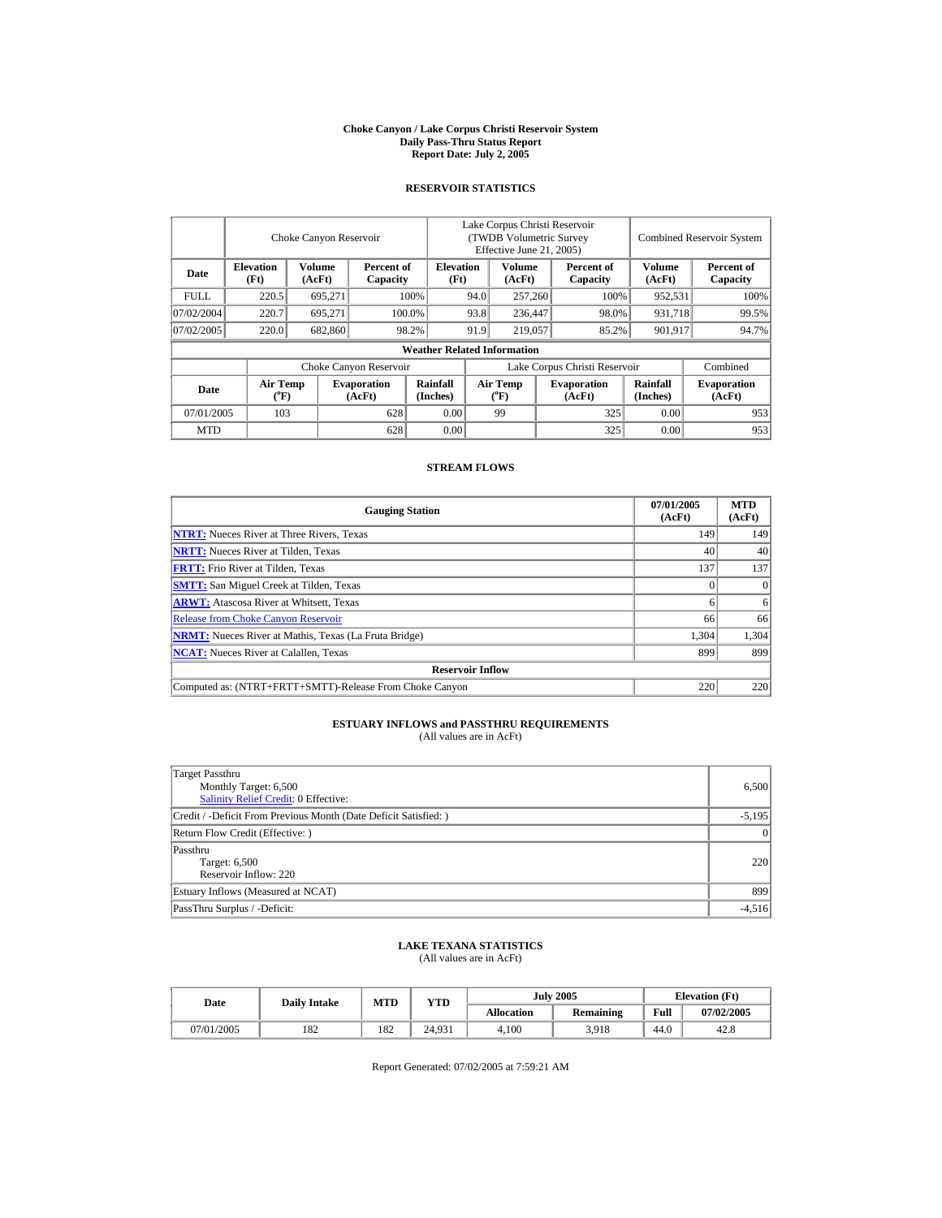# Choke Canyon / Lake Corpus Christi Reservoir System
## Daily Pass-Thru Status Report
### Report Date: July 2, 2005

## RESERVOIR STATISTICS

| Date | Choke Canyon Reservoir | | | Lake Corpus Christi Reservoir (TWDB Volumetric Survey Effective June 21, 2005) | | | Combined Reservoir System | |
|---|---|---|---|---|---|---|---|---|
| | Elevation (Ft) | Volume (AcFt) | Percent of Capacity | Elevation (Ft) | Volume (AcFt) | Percent of Capacity | Volume (AcFt) | Percent of Capacity |
| FULL | 220.5 | 695,271 | 100% | 94.0 | 257,260 | 100% | 952,531 | 100% |
| 07/02/2004 | 220.7 | 695,271 | 100.0% | 93.8 | 236,447 | 98.0% | 931,718 | 99.5% |
| 07/02/2005 | 220.0 | 682,860 | 98.2% | 91.9 | 219,057 | 85.2% | 901,917 | 94.7% |

**Weather Related Information**

| Date | Choke Canyon Reservoir | | | Lake Corpus Christi Reservoir | | | Combined |
|---|---|---|---|---|---|---|---|
| | Air Temp (°F) | Evaporation (AcFt) | Rainfall (Inches) | Air Temp (°F) | Evaporation (AcFt) | Rainfall (Inches) | Evaporation (AcFt) |
| 07/01/2005 | 103 | 628 | 0.00 | 99 | 325 | 0.00 | 953 |
| MTD | | 628 | 0.00 | | 325 | 0.00 | 953 |

## STREAM FLOWS

| Gauging Station | 07/01/2005 (AcFt) | MTD (AcFt) |
|---|---|---|
| NTRT: Nueces River at Three Rivers, Texas | 149 | 149 |
| NRTT: Nueces River at Tilden, Texas | 40 | 40 |
| FRTT: Frio River at Tilden, Texas | 137 | 137 |
| SMTT: San Miguel Creek at Tilden, Texas | 0 | 0 |
| ARWT: Atascosa River at Whitsett, Texas | 6 | 6 |
| Release from Choke Canyon Reservoir | 66 | 66 |
| NRMT: Nueces River at Mathis, Texas (La Fruta Bridge) | 1,304 | 1,304 |
| NCAT: Nueces River at Calallen, Texas | 899 | 899 |
| **Reservoir Inflow** | | |
| Computed as: (NTRT+FRTT+SMTT)-Release From Choke Canyon | 220 | 220 |

## ESTUARY INFLOWS and PASSTHRU REQUIREMENTS
(All values are in AcFt)

| | |
|---|---|
| Target Passthru<br>Monthly Target: 6,500<br>Salinity Relief Credit: 0 Effective: | 6,500 |
| Credit / -Deficit From Previous Month (Date Deficit Satisfied: ) | -5,195 |
| Return Flow Credit (Effective: ) | 0 |
| Passthru<br>Target: 6,500<br>Reservoir Inflow: 220 | 220 |
| Estuary Inflows (Measured at NCAT) | 899 |
| PassThru Surplus / -Deficit: | -4,516 |

## LAKE TEXANA STATISTICS
(All values are in AcFt)

| Date | Daily Intake | MTD | YTD | July 2005 | | Elevation (Ft) | |
|---|---|---|---|---|---|---|---|
| | | | | Allocation | Remaining | Full | 07/02/2005 |
| 07/01/2005 | 182 | 182 | 24,931 | 4,100 | 3,918 | 44.0 | 42.8 |

Report Generated: 07/02/2005 at 7:59:21 AM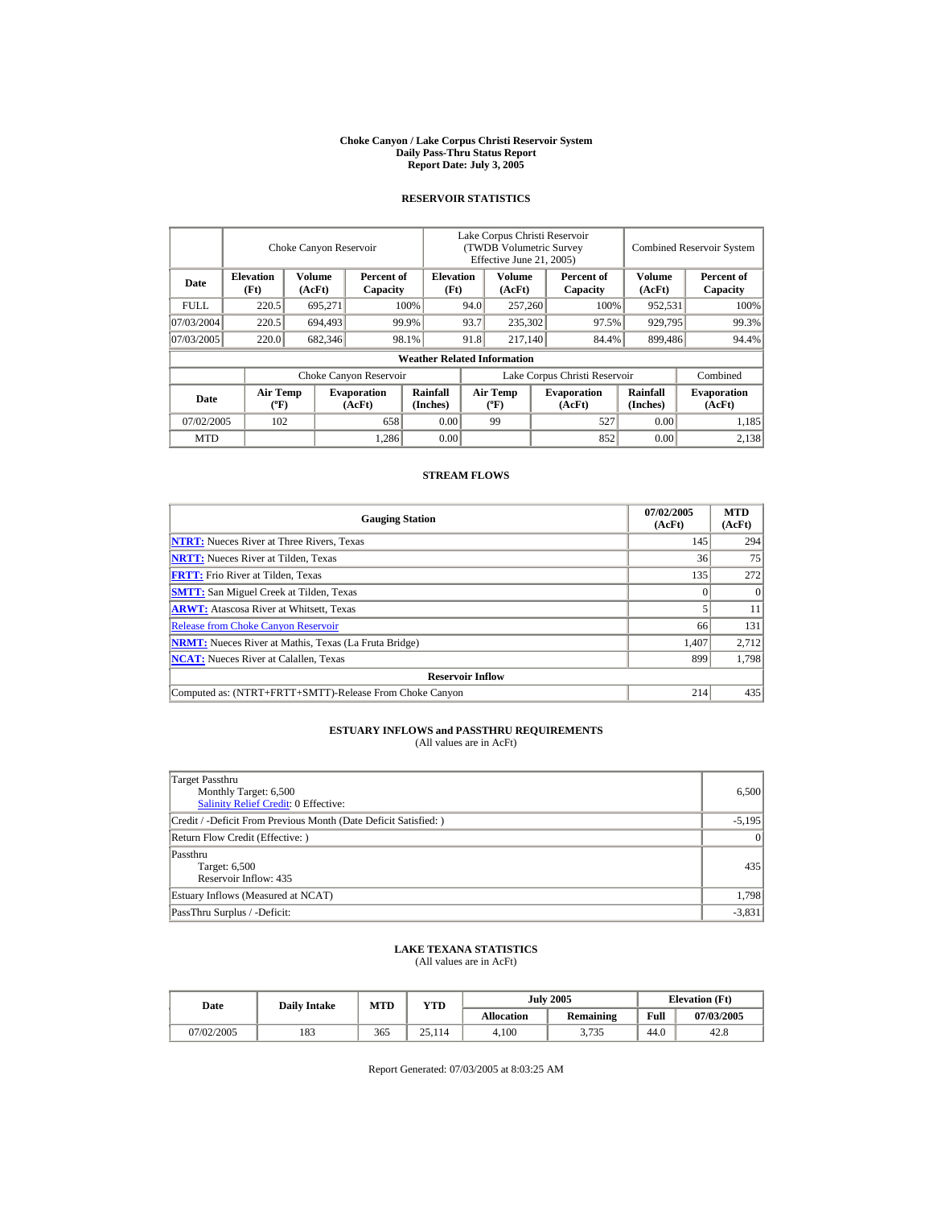# Choke Canyon / Lake Corpus Christi Reservoir System
## Daily Pass-Thru Status Report
## Report Date: July 3, 2005

### RESERVOIR STATISTICS

| Date | Choke Canyon Reservoir | | | Lake Corpus Christi Reservoir (TWDB Volumetric Survey Effective June 21, 2005) | | | Combined Reservoir System | |
|---|---|---|---|---|---|---|---|---|
| | Elevation (Ft) | Volume (AcFt) | Percent of Capacity | Elevation (Ft) | Volume (AcFt) | Percent of Capacity | Volume (AcFt) | Percent of Capacity |
| FULL | 220.5 | 695,271 | 100% | 94.0 | 257,260 | 100% | 952,531 | 100% |
| 07/03/2004 | 220.5 | 694,493 | 99.9% | 93.7 | 235,302 | 97.5% | 929,795 | 99.3% |
| 07/03/2005 | 220.0 | 682,346 | 98.1% | 91.8 | 217,140 | 84.4% | 899,486 | 94.4% |

**Weather Related Information**

| Date | Choke Canyon Reservoir | | | Lake Corpus Christi Reservoir | | | Combined |
|---|---|---|---|---|---|---|---|
| | Air Temp (ºF) | Evaporation (AcFt) | Rainfall (Inches) | Air Temp (ºF) | Evaporation (AcFt) | Rainfall (Inches) | Evaporation (AcFt) |
| 07/02/2005 | 102 | 658 | 0.00 | 99 | 527 | 0.00 | 1,185 |
| MTD | | 1,286 | 0.00 | | 852 | 0.00 | 2,138 |

### STREAM FLOWS

| Gauging Station | 07/02/2005 (AcFt) | MTD (AcFt) |
|---|---|---|
| NTRT: Nueces River at Three Rivers, Texas | 145 | 294 |
| NRTT: Nueces River at Tilden, Texas | 36 | 75 |
| FRTT: Frio River at Tilden, Texas | 135 | 272 |
| SMTT: San Miguel Creek at Tilden, Texas | 0 | 0 |
| ARWT: Atascosa River at Whitsett, Texas | 5 | 11 |
| Release from Choke Canyon Reservoir | 66 | 131 |
| NRMT: Nueces River at Mathis, Texas (La Fruta Bridge) | 1,407 | 2,712 |
| NCAT: Nueces River at Calallen, Texas | 899 | 1,798 |
| **Reservoir Inflow** | | |
| Computed as: (NTRT+FRTT+SMTT)-Release From Choke Canyon | 214 | 435 |

### ESTUARY INFLOWS and PASSTHRU REQUIREMENTS
(All values are in AcFt)

| | |
|---|---|
| Target Passthru<br>Monthly Target: 6,500<br>Salinity Relief Credit: 0 Effective: | 6,500 |
| Credit / -Deficit From Previous Month (Date Deficit Satisfied: ) | -5,195 |
| Return Flow Credit (Effective: ) | 0 |
| Passthru<br>Target: 6,500<br>Reservoir Inflow: 435 | 435 |
| Estuary Inflows (Measured at NCAT) | 1,798 |
| PassThru Surplus / -Deficit: | -3,831 |

### LAKE TEXANA STATISTICS
(All values are in AcFt)

| Date | Daily Intake | MTD | YTD | July 2005 | | Elevation (Ft) | |
|---|---|---|---|---|---|---|---|
| | | | | Allocation | Remaining | Full | 07/03/2005 |
| 07/02/2005 | 183 | 365 | 25,114 | 4,100 | 3,735 | 44.0 | 42.8 |

Report Generated: 07/03/2005 at 8:03:25 AM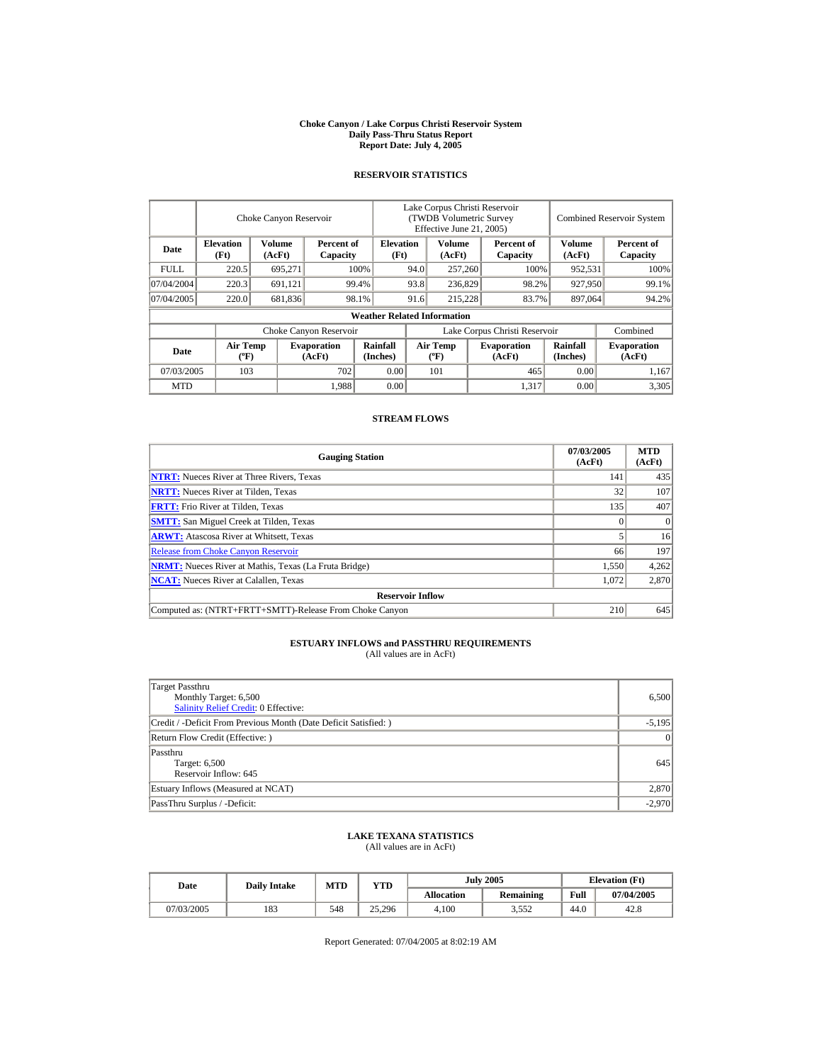# Choke Canyon / Lake Corpus Christi Reservoir System
## Daily Pass-Thru Status Report
## Report Date: July 4, 2005

### RESERVOIR STATISTICS

| | Choke Canyon Reservoir | | | Lake Corpus Christi Reservoir (TWDB Volumetric Survey Effective June 21, 2005) | | | Combined Reservoir System | |
|---|---|---|---|---|---|---|---|---|
| **Date** | **Elevation (Ft)** | **Volume (AcFt)** | **Percent of Capacity** | **Elevation (Ft)** | **Volume (AcFt)** | **Percent of Capacity** | **Volume (AcFt)** | **Percent of Capacity** |
| FULL | 220.5 | 695,271 | 100% | 94.0 | 257,260 | 100% | 952,531 | 100% |
| 07/04/2004 | 220.3 | 691,121 | 99.4% | 93.8 | 236,829 | 98.2% | 927,950 | 99.1% |
| 07/04/2005 | 220.0 | 681,836 | 98.1% | 91.6 | 215,228 | 83.7% | 897,064 | 94.2% |

**Weather Related Information**

| | Choke Canyon Reservoir | | | Lake Corpus Christi Reservoir | | | Combined |
|---|---|---|---|---|---|---|---|
| **Date** | **Air Temp (ºF)** | **Evaporation (AcFt)** | **Rainfall (Inches)** | **Air Temp (ºF)** | **Evaporation (AcFt)** | **Rainfall (Inches)** | **Evaporation (AcFt)** |
| 07/03/2005 | 103 | 702 | 0.00 | 101 | 465 | 0.00 | 1,167 |
| MTD | | 1,988 | 0.00 | | 1,317 | 0.00 | 3,305 |

### STREAM FLOWS

| Gauging Station | 07/03/2005 (AcFt) | MTD (AcFt) |
|---|---|---|
| **NTRT:** Nueces River at Three Rivers, Texas | 141 | 435 |
| **NRTT:** Nueces River at Tilden, Texas | 32 | 107 |
| **FRTT:** Frio River at Tilden, Texas | 135 | 407 |
| **SMTT:** San Miguel Creek at Tilden, Texas | 0 | 0 |
| **ARWT:** Atascosa River at Whitsett, Texas | 5 | 16 |
| Release from Choke Canyon Reservoir | 66 | 197 |
| **NRMT:** Nueces River at Mathis, Texas (La Fruta Bridge) | 1,550 | 4,262 |
| **NCAT:** Nueces River at Calallen, Texas | 1,072 | 2,870 |
| **Reservoir Inflow** | | |
| Computed as: (NTRT+FRTT+SMTT)-Release From Choke Canyon | 210 | 645 |

### ESTUARY INFLOWS and PASSTHRU REQUIREMENTS
(All values are in AcFt)

| | |
|---|---|
| Target Passthru<br>Monthly Target: 6,500<br>Salinity Relief Credit: 0 Effective: | 6,500 |
| Credit / -Deficit From Previous Month (Date Deficit Satisfied: ) | -5,195 |
| Return Flow Credit (Effective: ) | 0 |
| Passthru<br>Target: 6,500<br>Reservoir Inflow: 645 | 645 |
| Estuary Inflows (Measured at NCAT) | 2,870 |
| PassThru Surplus / -Deficit: | -2,970 |

### LAKE TEXANA STATISTICS
(All values are in AcFt)

| Date | Daily Intake | MTD | YTD | July 2005 | | Elevation (Ft) | |
|---|---|---|---|---|---|---|---|
| | | | | **Allocation** | **Remaining** | **Full** | **07/04/2005** |
| 07/03/2005 | 183 | 548 | 25,296 | 4,100 | 3,552 | 44.0 | 42.8 |

Report Generated: 07/04/2005 at 8:02:19 AM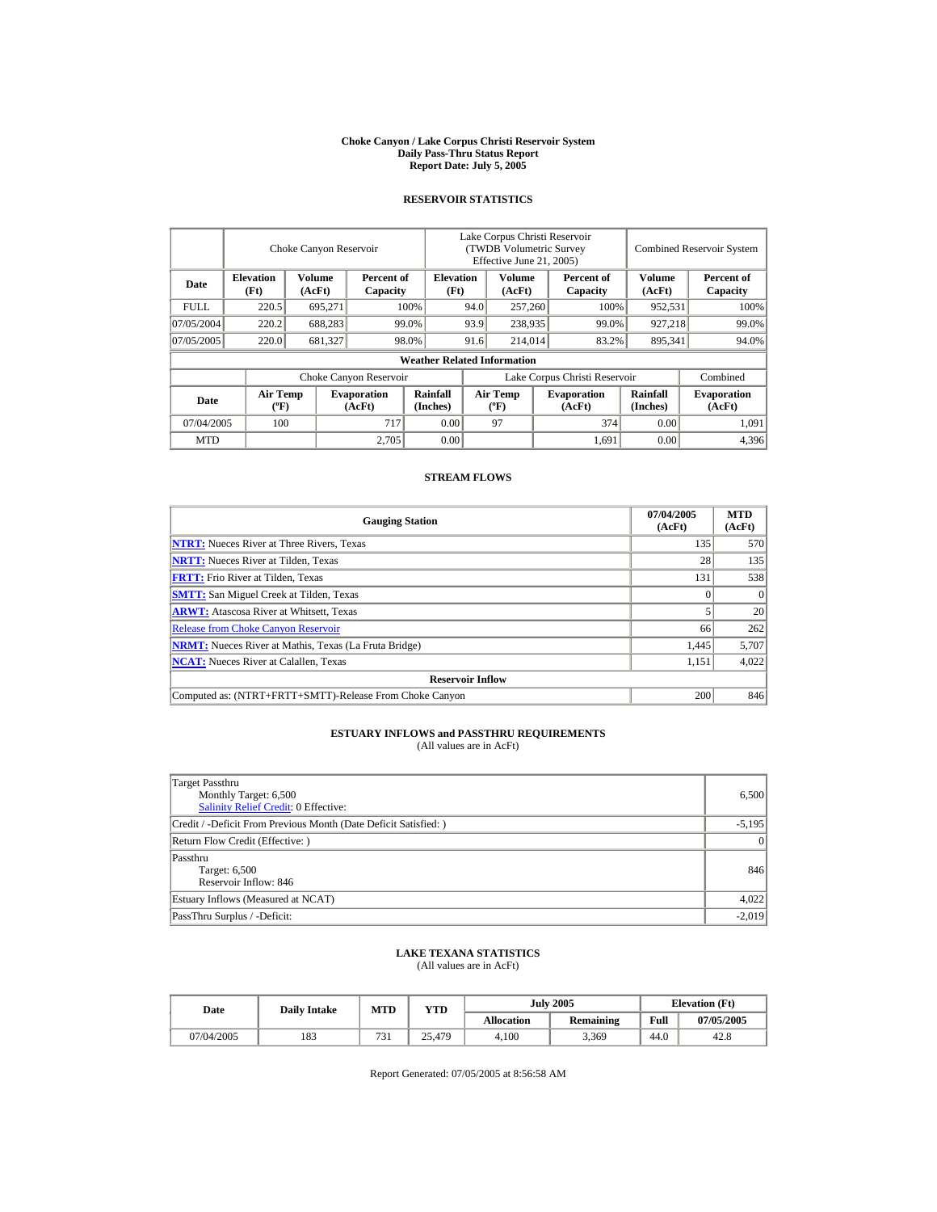# Choke Canyon / Lake Corpus Christi Reservoir System
## Daily Pass-Thru Status Report
### Report Date: July 5, 2005

## RESERVOIR STATISTICS

| | Choke Canyon Reservoir | | | Lake Corpus Christi Reservoir (TWDB Volumetric Survey Effective June 21, 2005) | | | Combined Reservoir System | |
|---|---|---|---|---|---|---|---|---|
| Date | Elevation (Ft) | Volume (AcFt) | Percent of Capacity | Elevation (Ft) | Volume (AcFt) | Percent of Capacity | Volume (AcFt) | Percent of Capacity |
| FULL | 220.5 | 695,271 | 100% | 94.0 | 257,260 | 100% | 952,531 | 100% |
| 07/05/2004 | 220.2 | 688,283 | 99.0% | 93.9 | 238,935 | 99.0% | 927,218 | 99.0% |
| 07/05/2005 | 220.0 | 681,327 | 98.0% | 91.6 | 214,014 | 83.2% | 895,341 | 94.0% |

**Weather Related Information**

| | Choke Canyon Reservoir | | | Lake Corpus Christi Reservoir | | | Combined |
|---|---|---|---|---|---|---|---|
| Date | Air Temp (ºF) | Evaporation (AcFt) | Rainfall (Inches) | Air Temp (ºF) | Evaporation (AcFt) | Rainfall (Inches) | Evaporation (AcFt) |
| 07/04/2005 | 100 | 717 | 0.00 | 97 | 374 | 0.00 | 1,091 |
| MTD | | 2,705 | 0.00 | | 1,691 | 0.00 | 4,396 |

## STREAM FLOWS

| Gauging Station | 07/04/2005 (AcFt) | MTD (AcFt) |
|---|---|---|
| NTRT: Nueces River at Three Rivers, Texas | 135 | 570 |
| NRTT: Nueces River at Tilden, Texas | 28 | 135 |
| FRTT: Frio River at Tilden, Texas | 131 | 538 |
| SMTT: San Miguel Creek at Tilden, Texas | 0 | 0 |
| ARWT: Atascosa River at Whitsett, Texas | 5 | 20 |
| Release from Choke Canyon Reservoir | 66 | 262 |
| NRMT: Nueces River at Mathis, Texas (La Fruta Bridge) | 1,445 | 5,707 |
| NCAT: Nueces River at Calallen, Texas | 1,151 | 4,022 |
| **Reservoir Inflow** | | |
| Computed as: (NTRT+FRTT+SMTT)-Release From Choke Canyon | 200 | 846 |

## ESTUARY INFLOWS and PASSTHRU REQUIREMENTS
(All values are in AcFt)

| | |
|---|---|
| Target Passthru<br>Monthly Target: 6,500<br>Salinity Relief Credit: 0 Effective: | 6,500 |
| Credit / -Deficit From Previous Month (Date Deficit Satisfied: ) | -5,195 |
| Return Flow Credit (Effective: ) | 0 |
| Passthru<br>Target: 6,500<br>Reservoir Inflow: 846 | 846 |
| Estuary Inflows (Measured at NCAT) | 4,022 |
| PassThru Surplus / -Deficit: | -2,019 |

## LAKE TEXANA STATISTICS
(All values are in AcFt)

| Date | Daily Intake | MTD | YTD | July 2005 | | Elevation (Ft) | |
|---|---|---|---|---|---|---|---|
| | | | | Allocation | Remaining | Full | 07/05/2005 |
| 07/04/2005 | 183 | 731 | 25,479 | 4,100 | 3,369 | 44.0 | 42.8 |

Report Generated: 07/05/2005 at 8:56:58 AM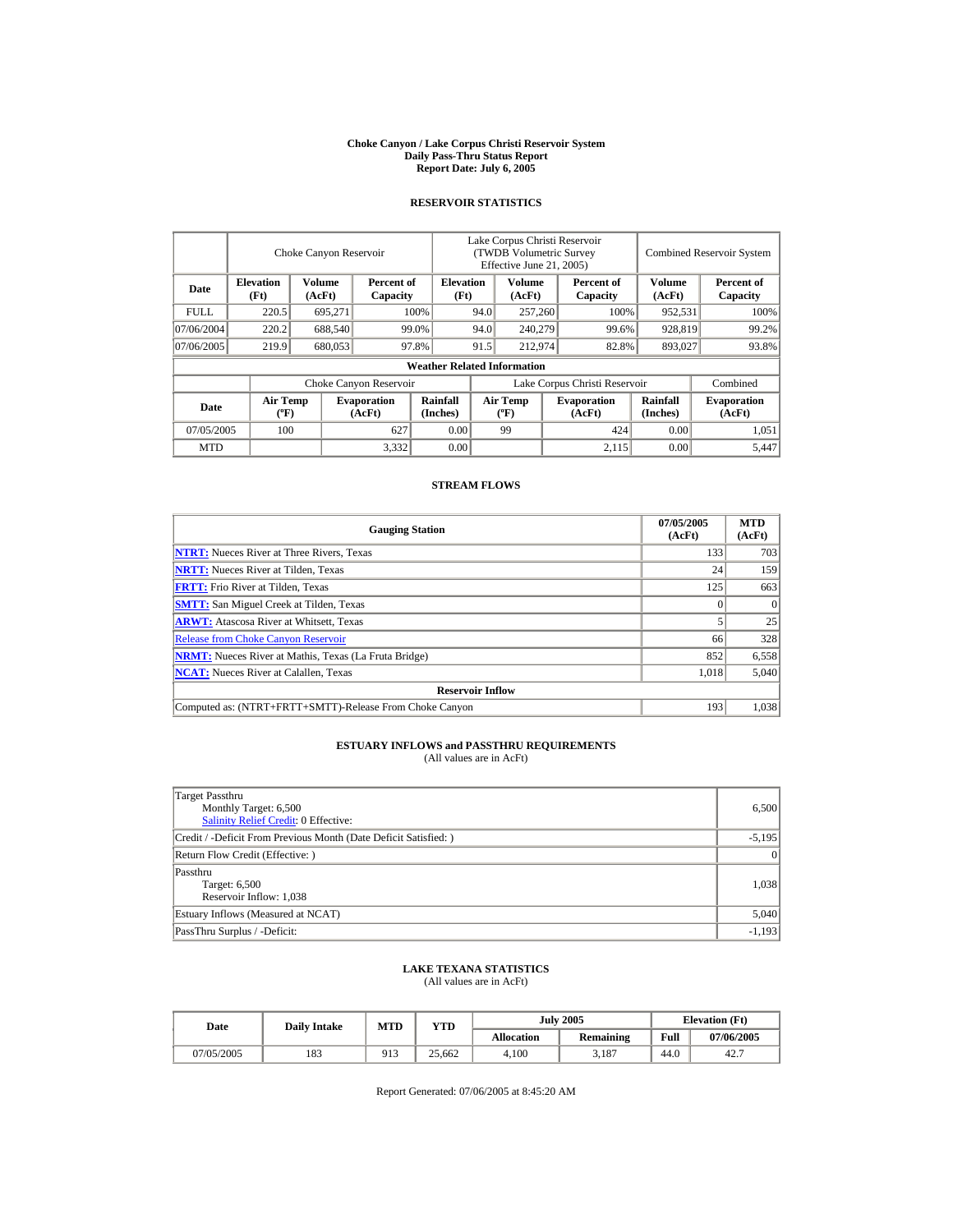# Choke Canyon / Lake Corpus Christi Reservoir System
## Daily Pass-Thru Status Report
### Report Date: July 6, 2005

## RESERVOIR STATISTICS

| Date | Choke Canyon Reservoir | | | Lake Corpus Christi Reservoir (TWDB Volumetric Survey Effective June 21, 2005) | | | Combined Reservoir System | |
|---|---|---|---|---|---|---|---|---|
| | Elevation (Ft) | Volume (AcFt) | Percent of Capacity | Elevation (Ft) | Volume (AcFt) | Percent of Capacity | Volume (AcFt) | Percent of Capacity |
| FULL | 220.5 | 695,271 | 100% | 94.0 | 257,260 | 100% | 952,531 | 100% |
| 07/06/2004 | 220.2 | 688,540 | 99.0% | 94.0 | 240,279 | 99.6% | 928,819 | 99.2% |
| 07/06/2005 | 219.9 | 680,053 | 97.8% | 91.5 | 212,974 | 82.8% | 893,027 | 93.8% |

**Weather Related Information**

| Date | Choke Canyon Reservoir | | | Lake Corpus Christi Reservoir | | | Combined |
|---|---|---|---|---|---|---|---|
| | Air Temp (ºF) | Evaporation (AcFt) | Rainfall (Inches) | Air Temp (ºF) | Evaporation (AcFt) | Rainfall (Inches) | Evaporation (AcFt) |
| 07/05/2005 | 100 | 627 | 0.00 | 99 | 424 | 0.00 | 1,051 |
| MTD | | 3,332 | 0.00 | | 2,115 | 0.00 | 5,447 |

## STREAM FLOWS

| Gauging Station | 07/05/2005 (AcFt) | MTD (AcFt) |
|---|---|---|
| NTRT: Nueces River at Three Rivers, Texas | 133 | 703 |
| NRTT: Nueces River at Tilden, Texas | 24 | 159 |
| FRTT: Frio River at Tilden, Texas | 125 | 663 |
| SMTT: San Miguel Creek at Tilden, Texas | 0 | 0 |
| ARWT: Atascosa River at Whitsett, Texas | 5 | 25 |
| Release from Choke Canyon Reservoir | 66 | 328 |
| NRMT: Nueces River at Mathis, Texas (La Fruta Bridge) | 852 | 6,558 |
| NCAT: Nueces River at Calallen, Texas | 1,018 | 5,040 |
| **Reservoir Inflow** | | |
| Computed as: (NTRT+FRTT+SMTT)-Release From Choke Canyon | 193 | 1,038 |

## ESTUARY INFLOWS and PASSTHRU REQUIREMENTS
(All values are in AcFt)

| Item | Value |
|---|---|
| Target Passthru<br>Monthly Target: 6,500<br>Salinity Relief Credit: 0 Effective: | 6,500 |
| Credit / -Deficit From Previous Month (Date Deficit Satisfied: ) | -5,195 |
| Return Flow Credit (Effective: ) | 0 |
| Passthru<br>Target: 6,500<br>Reservoir Inflow: 1,038 | 1,038 |
| Estuary Inflows (Measured at NCAT) | 5,040 |
| PassThru Surplus / -Deficit: | -1,193 |

## LAKE TEXANA STATISTICS
(All values are in AcFt)

| Date | Daily Intake | MTD | YTD | July 2005 | | Elevation (Ft) | |
|---|---|---|---|---|---|---|---|
| | | | | Allocation | Remaining | Full | 07/06/2005 |
| 07/05/2005 | 183 | 913 | 25,662 | 4,100 | 3,187 | 44.0 | 42.7 |

Report Generated: 07/06/2005 at 8:45:20 AM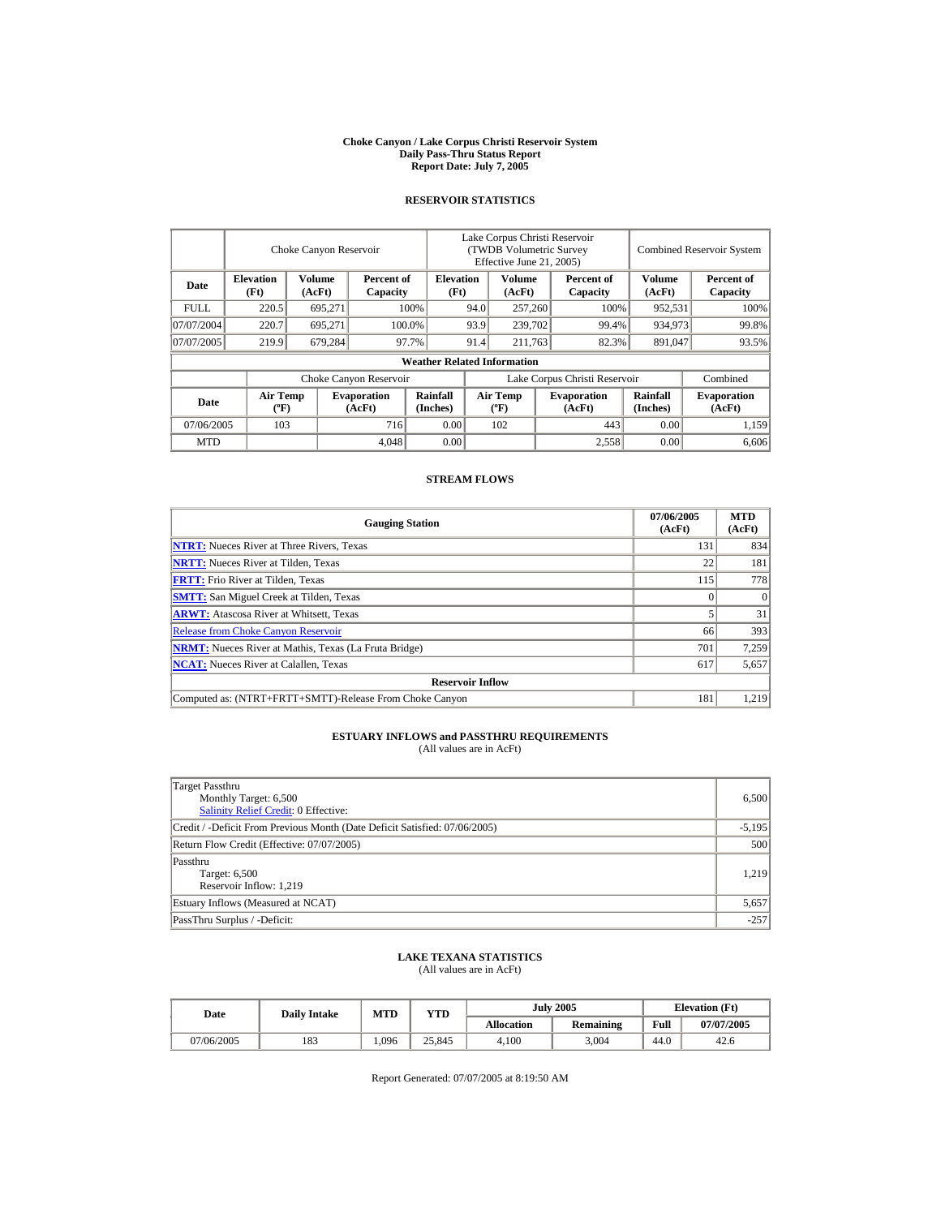# Choke Canyon / Lake Corpus Christi Reservoir System
## Daily Pass-Thru Status Report
## Report Date: July 7, 2005

### RESERVOIR STATISTICS

| Date | Choke Canyon Reservoir | | | Lake Corpus Christi Reservoir (TWDB Volumetric Survey Effective June 21, 2005) | | | Combined Reservoir System | |
|---|---|---|---|---|---|---|---|---|
| | Elevation (Ft) | Volume (AcFt) | Percent of Capacity | Elevation (Ft) | Volume (AcFt) | Percent of Capacity | Volume (AcFt) | Percent of Capacity |
| FULL | 220.5 | 695,271 | 100% | 94.0 | 257,260 | 100% | 952,531 | 100% |
| 07/07/2004 | 220.7 | 695,271 | 100.0% | 93.9 | 239,702 | 99.4% | 934,973 | 99.8% |
| 07/07/2005 | 219.9 | 679,284 | 97.7% | 91.4 | 211,763 | 82.3% | 891,047 | 93.5% |

**Weather Related Information**

| Date | Choke Canyon Reservoir | | | Lake Corpus Christi Reservoir | | | Combined |
|---|---|---|---|---|---|---|---|
| | Air Temp (ºF) | Evaporation (AcFt) | Rainfall (Inches) | Air Temp (ºF) | Evaporation (AcFt) | Rainfall (Inches) | Evaporation (AcFt) |
| 07/06/2005 | 103 | 716 | 0.00 | 102 | 443 | 0.00 | 1,159 |
| MTD | | 4,048 | 0.00 | | 2,558 | 0.00 | 6,606 |

### STREAM FLOWS

| Gauging Station | 07/06/2005 (AcFt) | MTD (AcFt) |
|---|---|---|
| NTRT: Nueces River at Three Rivers, Texas | 131 | 834 |
| NRTT: Nueces River at Tilden, Texas | 22 | 181 |
| FRTT: Frio River at Tilden, Texas | 115 | 778 |
| SMTT: San Miguel Creek at Tilden, Texas | 0 | 0 |
| ARWT: Atascosa River at Whitsett, Texas | 5 | 31 |
| Release from Choke Canyon Reservoir | 66 | 393 |
| NRMT: Nueces River at Mathis, Texas (La Fruta Bridge) | 701 | 7,259 |
| NCAT: Nueces River at Calallen, Texas | 617 | 5,657 |
| **Reservoir Inflow** | | |
| Computed as: (NTRT+FRTT+SMTT)-Release From Choke Canyon | 181 | 1,219 |

### ESTUARY INFLOWS and PASSTHRU REQUIREMENTS
(All values are in AcFt)

| | |
|---|---|
| Target Passthru<br>Monthly Target: 6,500<br>Salinity Relief Credit: 0 Effective: | 6,500 |
| Credit / -Deficit From Previous Month (Date Deficit Satisfied: 07/06/2005) | -5,195 |
| Return Flow Credit (Effective: 07/07/2005) | 500 |
| Passthru<br>Target: 6,500<br>Reservoir Inflow: 1,219 | 1,219 |
| Estuary Inflows (Measured at NCAT) | 5,657 |
| PassThru Surplus / -Deficit: | -257 |

### LAKE TEXANA STATISTICS
(All values are in AcFt)

| Date | Daily Intake | MTD | YTD | July 2005 | | Elevation (Ft) | |
|---|---|---|---|---|---|---|---|
| | | | | Allocation | Remaining | Full | 07/07/2005 |
| 07/06/2005 | 183 | 1,096 | 25,845 | 4,100 | 3,004 | 44.0 | 42.6 |

Report Generated: 07/07/2005 at 8:19:50 AM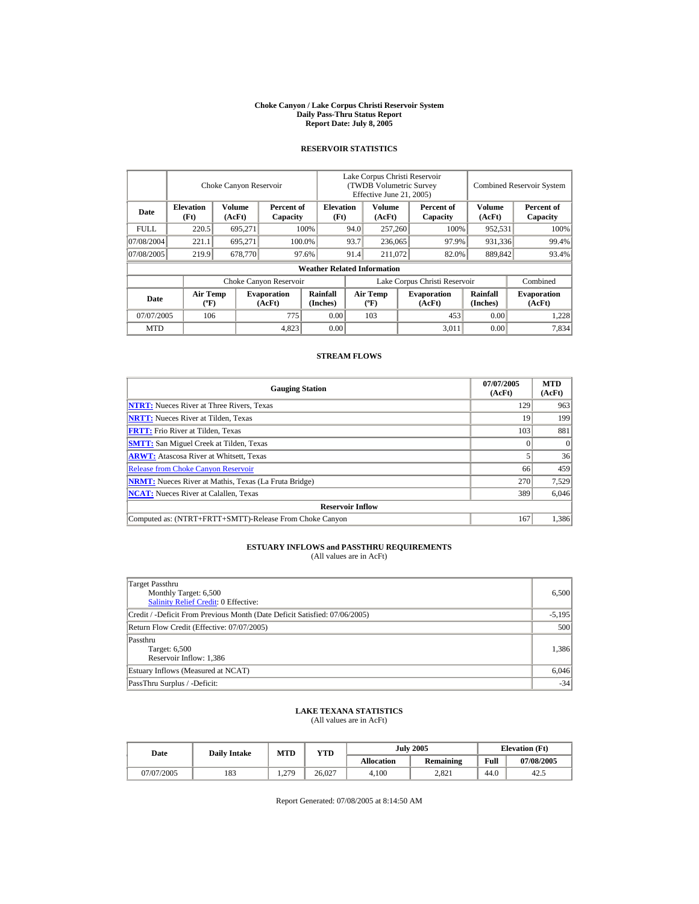# Choke Canyon / Lake Corpus Christi Reservoir System
## Daily Pass-Thru Status Report
## Report Date: July 8, 2005

### RESERVOIR STATISTICS

| Date | Choke Canyon Reservoir | | | Lake Corpus Christi Reservoir (TWDB Volumetric Survey Effective June 21, 2005) | | | Combined Reservoir System | |
|---|---|---|---|---|---|---|---|---|
| | Elevation (Ft) | Volume (AcFt) | Percent of Capacity | Elevation (Ft) | Volume (AcFt) | Percent of Capacity | Volume (AcFt) | Percent of Capacity |
| FULL | 220.5 | 695,271 | 100% | 94.0 | 257,260 | 100% | 952,531 | 100% |
| 07/08/2004 | 221.1 | 695,271 | 100.0% | 93.7 | 236,065 | 97.9% | 931,336 | 99.4% |
| 07/08/2005 | 219.9 | 678,770 | 97.6% | 91.4 | 211,072 | 82.0% | 889,842 | 93.4% |

**Weather Related Information**

| Date | Choke Canyon Reservoir | | | Lake Corpus Christi Reservoir | | | Combined |
|---|---|---|---|---|---|---|---|
| | Air Temp (ºF) | Evaporation (AcFt) | Rainfall (Inches) | Air Temp (ºF) | Evaporation (AcFt) | Rainfall (Inches) | Evaporation (AcFt) |
| 07/07/2005 | 106 | 775 | 0.00 | 103 | 453 | 0.00 | 1,228 |
| MTD | | 4,823 | 0.00 | | 3,011 | 0.00 | 7,834 |

### STREAM FLOWS

| Gauging Station | 07/07/2005 (AcFt) | MTD (AcFt) |
|---|---|---|
| NTRT: Nueces River at Three Rivers, Texas | 129 | 963 |
| NRTT: Nueces River at Tilden, Texas | 19 | 199 |
| FRTT: Frio River at Tilden, Texas | 103 | 881 |
| SMTT: San Miguel Creek at Tilden, Texas | 0 | 0 |
| ARWT: Atascosa River at Whitsett, Texas | 5 | 36 |
| Release from Choke Canyon Reservoir | 66 | 459 |
| NRMT: Nueces River at Mathis, Texas (La Fruta Bridge) | 270 | 7,529 |
| NCAT: Nueces River at Calallen, Texas | 389 | 6,046 |
| **Reservoir Inflow** | | |
| Computed as: (NTRT+FRTT+SMTT)-Release From Choke Canyon | 167 | 1,386 |

### ESTUARY INFLOWS and PASSTHRU REQUIREMENTS
(All values are in AcFt)

| | |
|---|---|
| Target Passthru<br>Monthly Target: 6,500<br>Salinity Relief Credit: 0 Effective: | 6,500 |
| Credit / -Deficit From Previous Month (Date Deficit Satisfied: 07/06/2005) | -5,195 |
| Return Flow Credit (Effective: 07/07/2005) | 500 |
| Passthru<br>Target: 6,500<br>Reservoir Inflow: 1,386 | 1,386 |
| Estuary Inflows (Measured at NCAT) | 6,046 |
| PassThru Surplus / -Deficit: | -34 |

### LAKE TEXANA STATISTICS
(All values are in AcFt)

| Date | Daily Intake | MTD | YTD | July 2005 | | Elevation (Ft) | |
|---|---|---|---|---|---|---|---|
| | | | | Allocation | Remaining | Full | 07/08/2005 |
| 07/07/2005 | 183 | 1,279 | 26,027 | 4,100 | 2,821 | 44.0 | 42.5 |

Report Generated: 07/08/2005 at 8:14:50 AM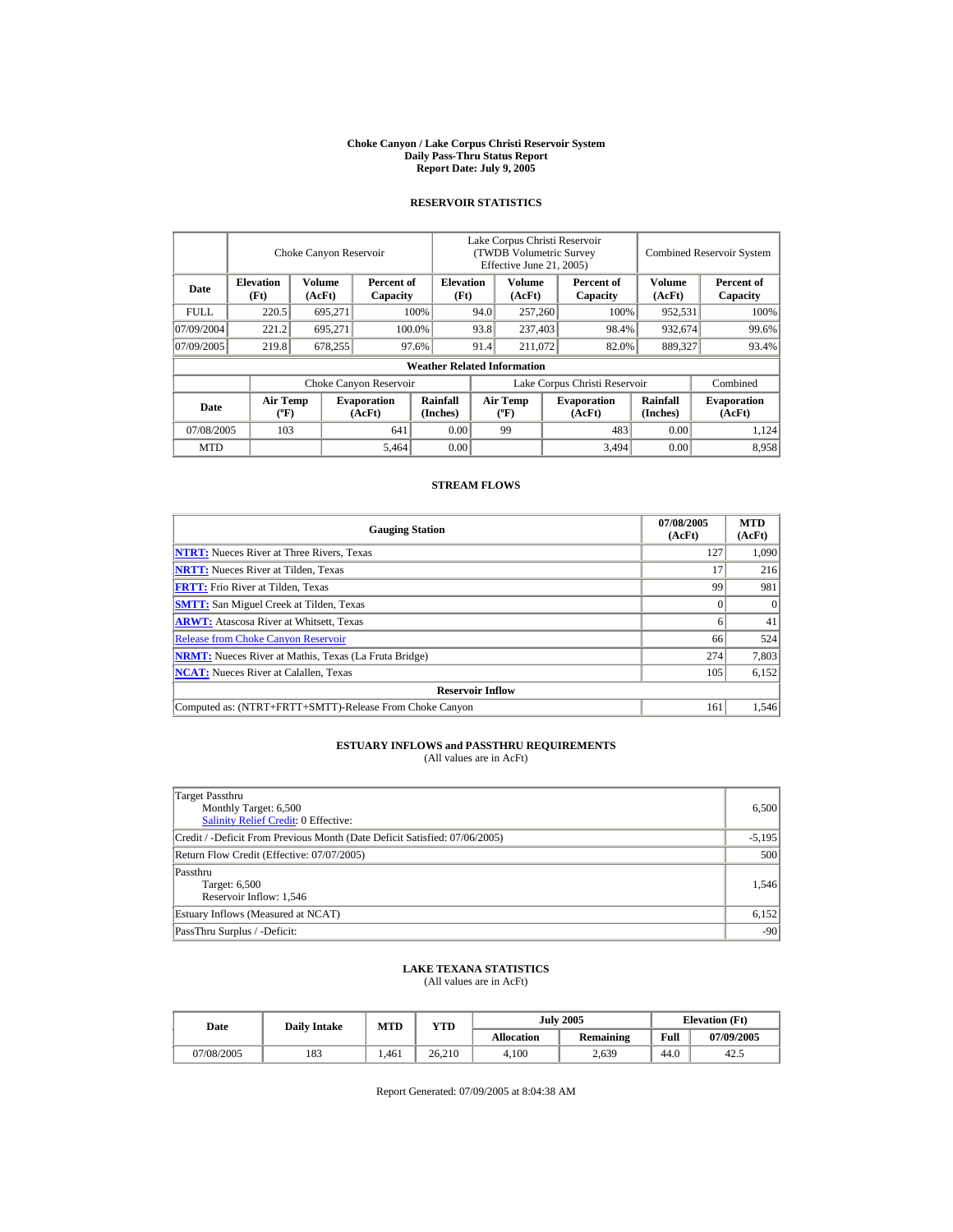# Choke Canyon / Lake Corpus Christi Reservoir System
## Daily Pass-Thru Status Report
## Report Date: July 9, 2005

### RESERVOIR STATISTICS

| Date | Choke Canyon Reservoir | | | Lake Corpus Christi Reservoir (TWDB Volumetric Survey Effective June 21, 2005) | | | Combined Reservoir System | |
|---|---|---|---|---|---|---|---|---|
| | Elevation (Ft) | Volume (AcFt) | Percent of Capacity | Elevation (Ft) | Volume (AcFt) | Percent of Capacity | Volume (AcFt) | Percent of Capacity |
| FULL | 220.5 | 695,271 | 100% | 94.0 | 257,260 | 100% | 952,531 | 100% |
| 07/09/2004 | 221.2 | 695,271 | 100.0% | 93.8 | 237,403 | 98.4% | 932,674 | 99.6% |
| 07/09/2005 | 219.8 | 678,255 | 97.6% | 91.4 | 211,072 | 82.0% | 889,327 | 93.4% |

**Weather Related Information**

| Date | Choke Canyon Reservoir | | | Lake Corpus Christi Reservoir | | | Combined |
|---|---|---|---|---|---|---|---|
| | Air Temp (ºF) | Evaporation (AcFt) | Rainfall (Inches) | Air Temp (ºF) | Evaporation (AcFt) | Rainfall (Inches) | Evaporation (AcFt) |
| 07/08/2005 | 103 | 641 | 0.00 | 99 | 483 | 0.00 | 1,124 |
| MTD | | 5,464 | 0.00 | | 3,494 | 0.00 | 8,958 |

### STREAM FLOWS

| Gauging Station | 07/08/2005 (AcFt) | MTD (AcFt) |
|---|---|---|
| NTRT: Nueces River at Three Rivers, Texas | 127 | 1,090 |
| NRTT: Nueces River at Tilden, Texas | 17 | 216 |
| FRTT: Frio River at Tilden, Texas | 99 | 981 |
| SMTT: San Miguel Creek at Tilden, Texas | 0 | 0 |
| ARWT: Atascosa River at Whitsett, Texas | 6 | 41 |
| Release from Choke Canyon Reservoir | 66 | 524 |
| NRMT: Nueces River at Mathis, Texas (La Fruta Bridge) | 274 | 7,803 |
| NCAT: Nueces River at Calallen, Texas | 105 | 6,152 |
| **Reservoir Inflow** | | |
| Computed as: (NTRT+FRTT+SMTT)-Release From Choke Canyon | 161 | 1,546 |

### ESTUARY INFLOWS and PASSTHRU REQUIREMENTS
(All values are in AcFt)

| | |
|---|---|
| Target Passthru<br>Monthly Target: 6,500<br>Salinity Relief Credit: 0 Effective: | 6,500 |
| Credit / -Deficit From Previous Month (Date Deficit Satisfied: 07/06/2005) | -5,195 |
| Return Flow Credit (Effective: 07/07/2005) | 500 |
| Passthru<br>Target: 6,500<br>Reservoir Inflow: 1,546 | 1,546 |
| Estuary Inflows (Measured at NCAT) | 6,152 |
| PassThru Surplus / -Deficit: | -90 |

### LAKE TEXANA STATISTICS
(All values are in AcFt)

| Date | Daily Intake | MTD | YTD | July 2005 | | Elevation (Ft) | |
|---|---|---|---|---|---|---|---|
| | | | | Allocation | Remaining | Full | 07/09/2005 |
| 07/08/2005 | 183 | 1,461 | 26,210 | 4,100 | 2,639 | 44.0 | 42.5 |

Report Generated: 07/09/2005 at 8:04:38 AM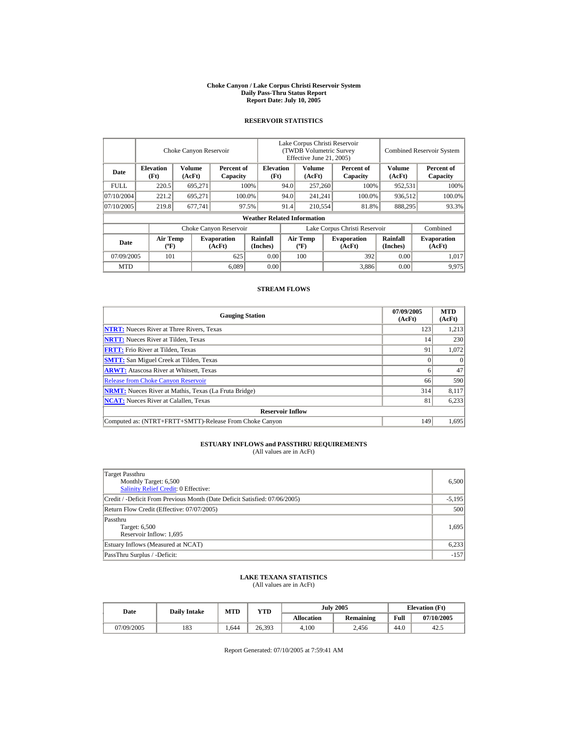# Choke Canyon / Lake Corpus Christi Reservoir System
## Daily Pass-Thru Status Report
## Report Date: July 10, 2005

### RESERVOIR STATISTICS

| Date | Choke Canyon Reservoir | | | Lake Corpus Christi Reservoir (TWDB Volumetric Survey Effective June 21, 2005) | | | Combined Reservoir System | |
|---|---|---|---|---|---|---|---|---|
| | Elevation (Ft) | Volume (AcFt) | Percent of Capacity | Elevation (Ft) | Volume (AcFt) | Percent of Capacity | Volume (AcFt) | Percent of Capacity |
| FULL | 220.5 | 695,271 | 100% | 94.0 | 257,260 | 100% | 952,531 | 100% |
| 07/10/2004 | 221.2 | 695,271 | 100.0% | 94.0 | 241,241 | 100.0% | 936,512 | 100.0% |
| 07/10/2005 | 219.8 | 677,741 | 97.5% | 91.4 | 210,554 | 81.8% | 888,295 | 93.3% |

**Weather Related Information**

| Date | Choke Canyon Reservoir | | | Lake Corpus Christi Reservoir | | | Combined |
|---|---|---|---|---|---|---|---|
| | Air Temp (ºF) | Evaporation (AcFt) | Rainfall (Inches) | Air Temp (ºF) | Evaporation (AcFt) | Rainfall (Inches) | Evaporation (AcFt) |
| 07/09/2005 | 101 | 625 | 0.00 | 100 | 392 | 0.00 | 1,017 |
| MTD | | 6,089 | 0.00 | | 3,886 | 0.00 | 9,975 |

### STREAM FLOWS

| Gauging Station | 07/09/2005 (AcFt) | MTD (AcFt) |
|---|---|---|
| NTRT: Nueces River at Three Rivers, Texas | 123 | 1,213 |
| NRTT: Nueces River at Tilden, Texas | 14 | 230 |
| FRTT: Frio River at Tilden, Texas | 91 | 1,072 |
| SMTT: San Miguel Creek at Tilden, Texas | 0 | 0 |
| ARWT: Atascosa River at Whitsett, Texas | 6 | 47 |
| Release from Choke Canyon Reservoir | 66 | 590 |
| NRMT: Nueces River at Mathis, Texas (La Fruta Bridge) | 314 | 8,117 |
| NCAT: Nueces River at Calallen, Texas | 81 | 6,233 |
| **Reservoir Inflow** | | |
| Computed as: (NTRT+FRTT+SMTT)-Release From Choke Canyon | 149 | 1,695 |

### ESTUARY INFLOWS and PASSTHRU REQUIREMENTS
(All values are in AcFt)

| | |
|---|---|
| Target Passthru<br>Monthly Target: 6,500<br>Salinity Relief Credit: 0 Effective: | 6,500 |
| Credit / -Deficit From Previous Month (Date Deficit Satisfied: 07/06/2005) | -5,195 |
| Return Flow Credit (Effective: 07/07/2005) | 500 |
| Passthru<br>Target: 6,500<br>Reservoir Inflow: 1,695 | 1,695 |
| Estuary Inflows (Measured at NCAT) | 6,233 |
| PassThru Surplus / -Deficit: | -157 |

### LAKE TEXANA STATISTICS
(All values are in AcFt)

| Date | Daily Intake | MTD | YTD | July 2005 | | Elevation (Ft) | |
|---|---|---|---|---|---|---|---|
| | | | | Allocation | Remaining | Full | 07/10/2005 |
| 07/09/2005 | 183 | 1,644 | 26,393 | 4,100 | 2,456 | 44.0 | 42.5 |

Report Generated: 07/10/2005 at 7:59:41 AM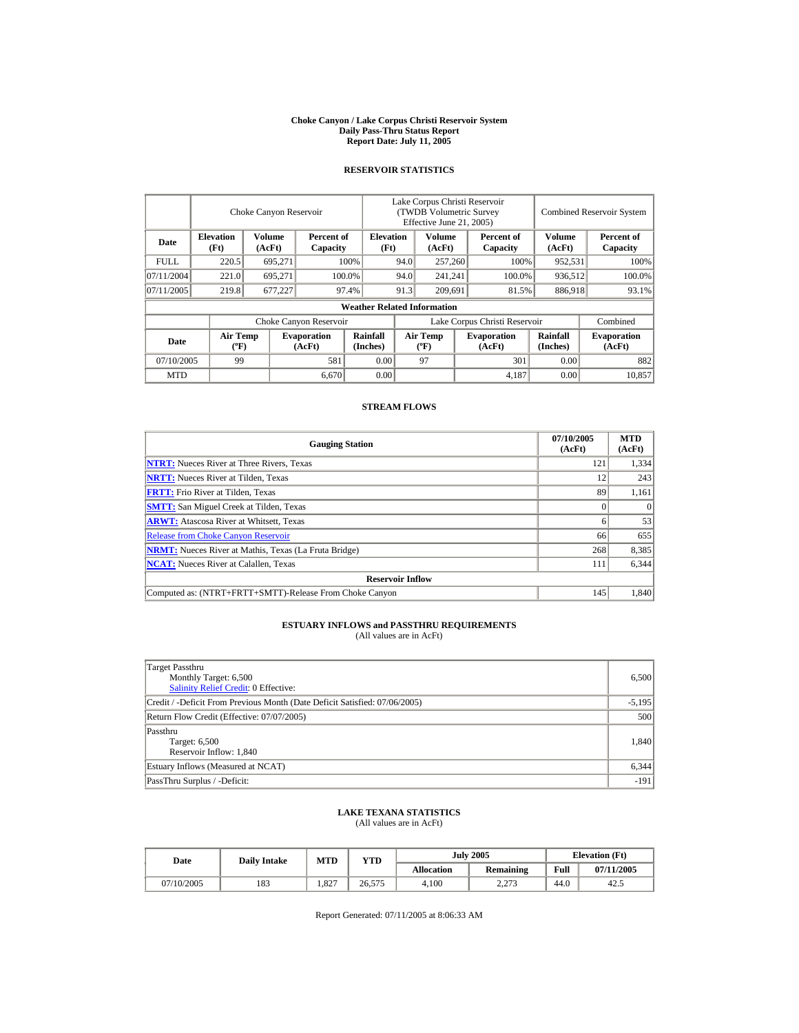**Choke Canyon / Lake Corpus Christi Reservoir System**
**Daily Pass-Thru Status Report**
**Report Date: July 11, 2005**

## RESERVOIR STATISTICS

| | Choke Canyon Reservoir | | | Lake Corpus Christi Reservoir (TWDB Volumetric Survey Effective June 21, 2005) | | | Combined Reservoir System | |
|---|---|---|---|---|---|---|---|---|
| **Date** | **Elevation (Ft)** | **Volume (AcFt)** | **Percent of Capacity** | **Elevation (Ft)** | **Volume (AcFt)** | **Percent of Capacity** | **Volume (AcFt)** | **Percent of Capacity** |
| FULL | 220.5 | 695,271 | 100% | 94.0 | 257,260 | 100% | 952,531 | 100% |
| 07/11/2004 | 221.0 | 695,271 | 100.0% | 94.0 | 241,241 | 100.0% | 936,512 | 100.0% |
| 07/11/2005 | 219.8 | 677,227 | 97.4% | 91.3 | 209,691 | 81.5% | 886,918 | 93.1% |

**Weather Related Information**

| | Choke Canyon Reservoir | | | Lake Corpus Christi Reservoir | | | Combined |
|---|---|---|---|---|---|---|---|
| **Date** | **Air Temp (ºF)** | **Evaporation (AcFt)** | **Rainfall (Inches)** | **Air Temp (ºF)** | **Evaporation (AcFt)** | **Rainfall (Inches)** | **Evaporation (AcFt)** |
| 07/10/2005 | 99 | 581 | 0.00 | 97 | 301 | 0.00 | 882 |
| MTD | | 6,670 | 0.00 | | 4,187 | 0.00 | 10,857 |

## STREAM FLOWS

| Gauging Station | 07/10/2005 (AcFt) | MTD (AcFt) |
|---|---|---|
| **NTRT:** Nueces River at Three Rivers, Texas | 121 | 1,334 |
| **NRTT:** Nueces River at Tilden, Texas | 12 | 243 |
| **FRTT:** Frio River at Tilden, Texas | 89 | 1,161 |
| **SMTT:** San Miguel Creek at Tilden, Texas | 0 | 0 |
| **ARWT:** Atascosa River at Whitsett, Texas | 6 | 53 |
| Release from Choke Canyon Reservoir | 66 | 655 |
| **NRMT:** Nueces River at Mathis, Texas (La Fruta Bridge) | 268 | 8,385 |
| **NCAT:** Nueces River at Calallen, Texas | 111 | 6,344 |
| **Reservoir Inflow** | | |
| Computed as: (NTRT+FRTT+SMTT)-Release From Choke Canyon | 145 | 1,840 |

## ESTUARY INFLOWS and PASSTHRU REQUIREMENTS
(All values are in AcFt)

| | |
|---|---|
| Target Passthru<br>Monthly Target: 6,500<br>Salinity Relief Credit: 0 Effective: | 6,500 |
| Credit / -Deficit From Previous Month (Date Deficit Satisfied: 07/06/2005) | -5,195 |
| Return Flow Credit (Effective: 07/07/2005) | 500 |
| Passthru<br>Target: 6,500<br>Reservoir Inflow: 1,840 | 1,840 |
| Estuary Inflows (Measured at NCAT) | 6,344 |
| PassThru Surplus / -Deficit: | -191 |

## LAKE TEXANA STATISTICS
(All values are in AcFt)

| Date | Daily Intake | MTD | YTD | July 2005 | | Elevation (Ft) | |
|---|---|---|---|---|---|---|---|
| | | | | **Allocation** | **Remaining** | **Full** | **07/11/2005** |
| 07/10/2005 | 183 | 1,827 | 26,575 | 4,100 | 2,273 | 44.0 | 42.5 |

Report Generated: 07/11/2005 at 8:06:33 AM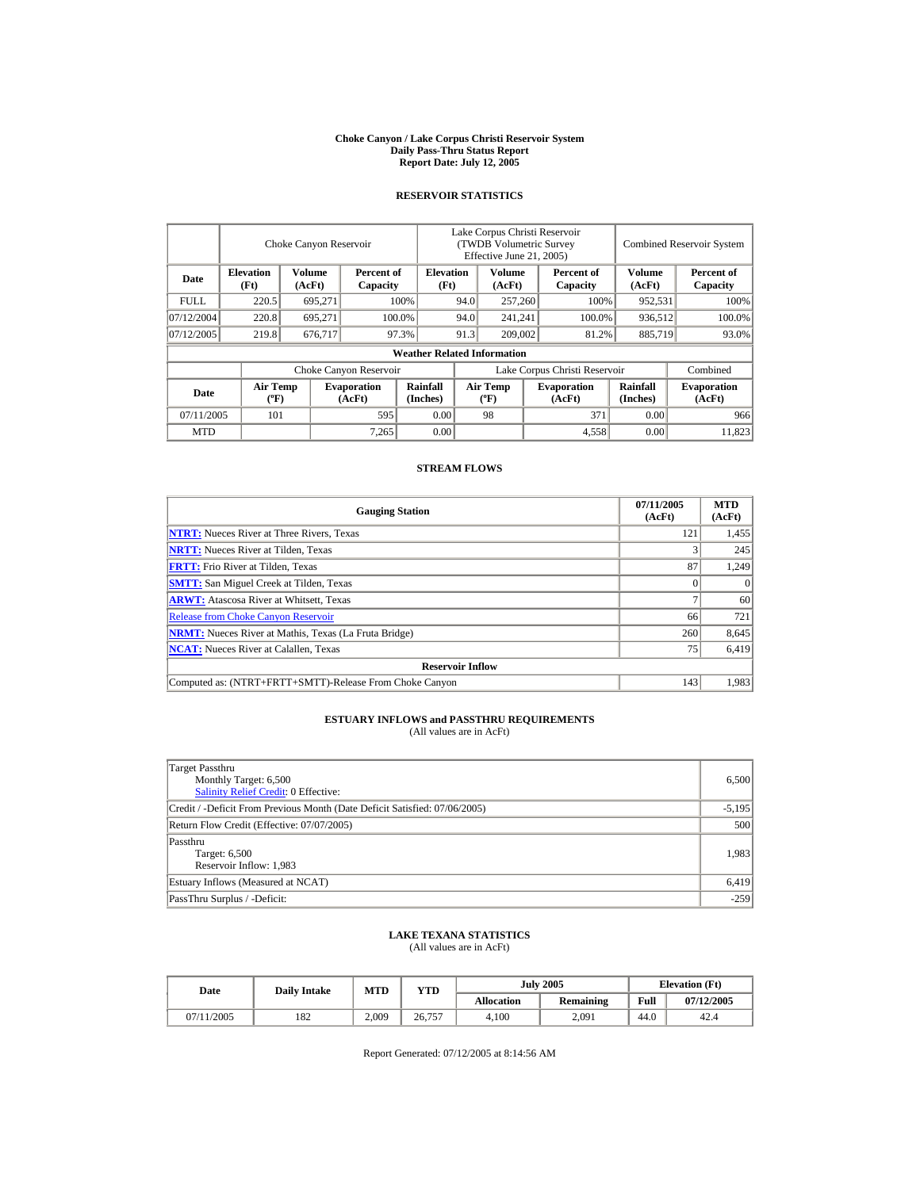# Choke Canyon / Lake Corpus Christi Reservoir System
## Daily Pass-Thru Status Report
## Report Date: July 12, 2005

### RESERVOIR STATISTICS

| Date | Choke Canyon Reservoir | | | Lake Corpus Christi Reservoir (TWDB Volumetric Survey Effective June 21, 2005) | | | Combined Reservoir System | |
|---|---|---|---|---|---|---|---|---|
| | Elevation (Ft) | Volume (AcFt) | Percent of Capacity | Elevation (Ft) | Volume (AcFt) | Percent of Capacity | Volume (AcFt) | Percent of Capacity |
| FULL | 220.5 | 695,271 | 100% | 94.0 | 257,260 | 100% | 952,531 | 100% |
| 07/12/2004 | 220.8 | 695,271 | 100.0% | 94.0 | 241,241 | 100.0% | 936,512 | 100.0% |
| 07/12/2005 | 219.8 | 676,717 | 97.3% | 91.3 | 209,002 | 81.2% | 885,719 | 93.0% |

**Weather Related Information**

| Date | Choke Canyon Reservoir | | | Lake Corpus Christi Reservoir | | | Combined |
|---|---|---|---|---|---|---|---|
| | Air Temp (ºF) | Evaporation (AcFt) | Rainfall (Inches) | Air Temp (ºF) | Evaporation (AcFt) | Rainfall (Inches) | Evaporation (AcFt) |
| 07/11/2005 | 101 | 595 | 0.00 | 98 | 371 | 0.00 | 966 |
| MTD | | 7,265 | 0.00 | | 4,558 | 0.00 | 11,823 |

### STREAM FLOWS

| Gauging Station | 07/11/2005 (AcFt) | MTD (AcFt) |
|---|---|---|
| NTRT: Nueces River at Three Rivers, Texas | 121 | 1,455 |
| NRTT: Nueces River at Tilden, Texas | 3 | 245 |
| FRTT: Frio River at Tilden, Texas | 87 | 1,249 |
| SMTT: San Miguel Creek at Tilden, Texas | 0 | 0 |
| ARWT: Atascosa River at Whitsett, Texas | 7 | 60 |
| Release from Choke Canyon Reservoir | 66 | 721 |
| NRMT: Nueces River at Mathis, Texas (La Fruta Bridge) | 260 | 8,645 |
| NCAT: Nueces River at Calallen, Texas | 75 | 6,419 |
| **Reservoir Inflow** | | |
| Computed as: (NTRT+FRTT+SMTT)-Release From Choke Canyon | 143 | 1,983 |

### ESTUARY INFLOWS and PASSTHRU REQUIREMENTS
(All values are in AcFt)

| | |
|---|---|
| Target Passthru<br>Monthly Target: 6,500<br>Salinity Relief Credit: 0 Effective: | 6,500 |
| Credit / -Deficit From Previous Month (Date Deficit Satisfied: 07/06/2005) | -5,195 |
| Return Flow Credit (Effective: 07/07/2005) | 500 |
| Passthru<br>Target: 6,500<br>Reservoir Inflow: 1,983 | 1,983 |
| Estuary Inflows (Measured at NCAT) | 6,419 |
| PassThru Surplus / -Deficit: | -259 |

### LAKE TEXANA STATISTICS
(All values are in AcFt)

| Date | Daily Intake | MTD | YTD | July 2005 | | Elevation (Ft) | |
|---|---|---|---|---|---|---|---|
| | | | | Allocation | Remaining | Full | 07/12/2005 |
| 07/11/2005 | 182 | 2,009 | 26,757 | 4,100 | 2,091 | 44.0 | 42.4 |

Report Generated: 07/12/2005 at 8:14:56 AM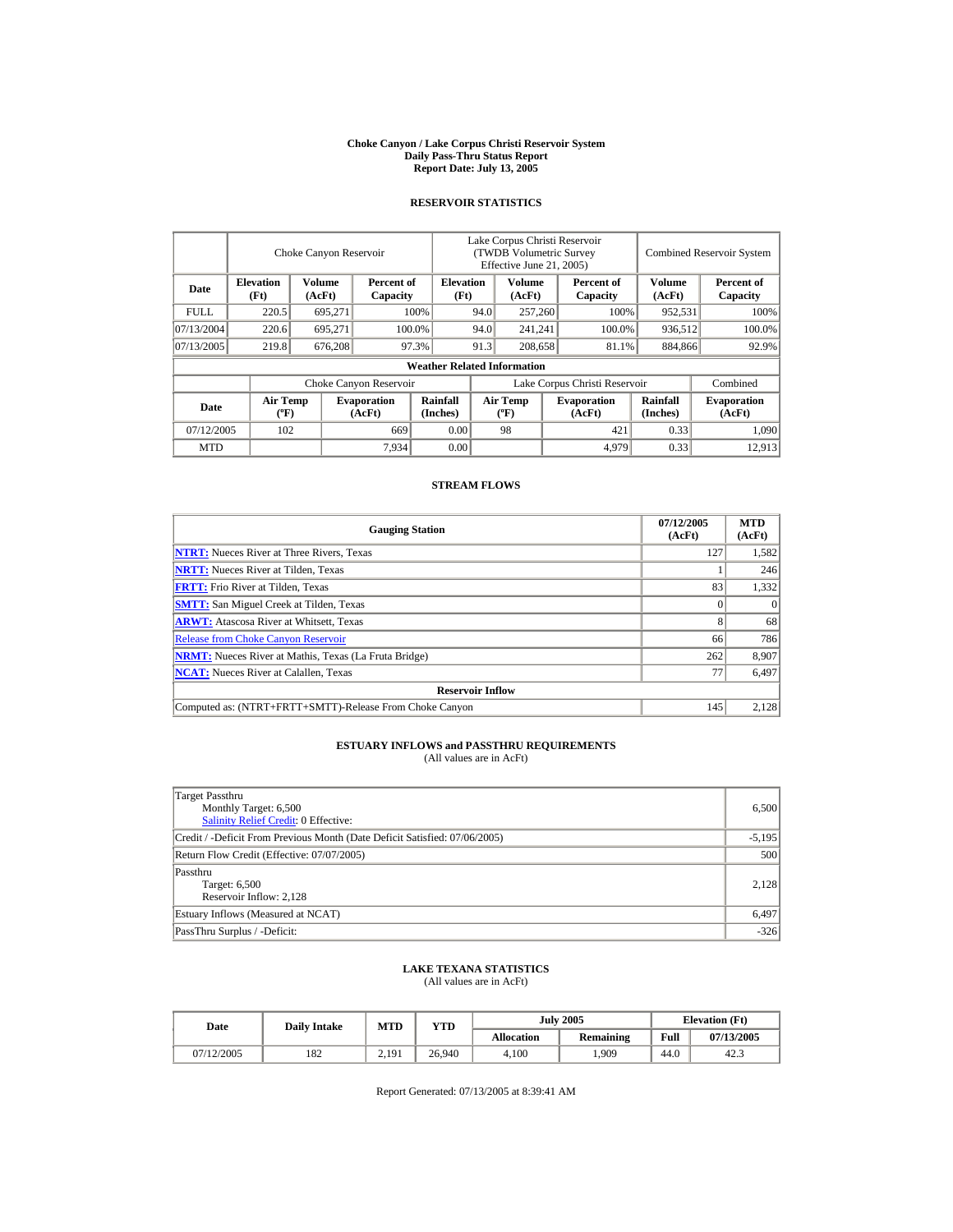# Choke Canyon / Lake Corpus Christi Reservoir System
## Daily Pass-Thru Status Report
## Report Date: July 13, 2005

### RESERVOIR STATISTICS

| Date | Choke Canyon Reservoir | | | Lake Corpus Christi Reservoir (TWDB Volumetric Survey Effective June 21, 2005) | | | Combined Reservoir System | |
|---|---|---|---|---|---|---|---|---|
| | Elevation (Ft) | Volume (AcFt) | Percent of Capacity | Elevation (Ft) | Volume (AcFt) | Percent of Capacity | Volume (AcFt) | Percent of Capacity |
| FULL | 220.5 | 695,271 | 100% | 94.0 | 257,260 | 100% | 952,531 | 100% |
| 07/13/2004 | 220.6 | 695,271 | 100.0% | 94.0 | 241,241 | 100.0% | 936,512 | 100.0% |
| 07/13/2005 | 219.8 | 676,208 | 97.3% | 91.3 | 208,658 | 81.1% | 884,866 | 92.9% |

**Weather Related Information**

| Date | Choke Canyon Reservoir | | | Lake Corpus Christi Reservoir | | | Combined |
|---|---|---|---|---|---|---|---|
| | Air Temp (ºF) | Evaporation (AcFt) | Rainfall (Inches) | Air Temp (ºF) | Evaporation (AcFt) | Rainfall (Inches) | Evaporation (AcFt) |
| 07/12/2005 | 102 | 669 | 0.00 | 98 | 421 | 0.33 | 1,090 |
| MTD | | 7,934 | 0.00 | | 4,979 | 0.33 | 12,913 |

### STREAM FLOWS

| Gauging Station | 07/12/2005 (AcFt) | MTD (AcFt) |
|---|---|---|
| NTRT: Nueces River at Three Rivers, Texas | 127 | 1,582 |
| NRTT: Nueces River at Tilden, Texas | 1 | 246 |
| FRTT: Frio River at Tilden, Texas | 83 | 1,332 |
| SMTT: San Miguel Creek at Tilden, Texas | 0 | 0 |
| ARWT: Atascosa River at Whitsett, Texas | 8 | 68 |
| Release from Choke Canyon Reservoir | 66 | 786 |
| NRMT: Nueces River at Mathis, Texas (La Fruta Bridge) | 262 | 8,907 |
| NCAT: Nueces River at Calallen, Texas | 77 | 6,497 |
| **Reservoir Inflow** | | |
| Computed as: (NTRT+FRTT+SMTT)-Release From Choke Canyon | 145 | 2,128 |

### ESTUARY INFLOWS and PASSTHRU REQUIREMENTS
(All values are in AcFt)

| | |
|---|---|
| Target Passthru<br>Monthly Target: 6,500<br>Salinity Relief Credit: 0 Effective: | 6,500 |
| Credit / -Deficit From Previous Month (Date Deficit Satisfied: 07/06/2005) | -5,195 |
| Return Flow Credit (Effective: 07/07/2005) | 500 |
| Passthru<br>Target: 6,500<br>Reservoir Inflow: 2,128 | 2,128 |
| Estuary Inflows (Measured at NCAT) | 6,497 |
| PassThru Surplus / -Deficit: | -326 |

### LAKE TEXANA STATISTICS
(All values are in AcFt)

| Date | Daily Intake | MTD | YTD | July 2005 | | Elevation (Ft) | |
|---|---|---|---|---|---|---|---|
| | | | | Allocation | Remaining | Full | 07/13/2005 |
| 07/12/2005 | 182 | 2,191 | 26,940 | 4,100 | 1,909 | 44.0 | 42.3 |

Report Generated: 07/13/2005 at 8:39:41 AM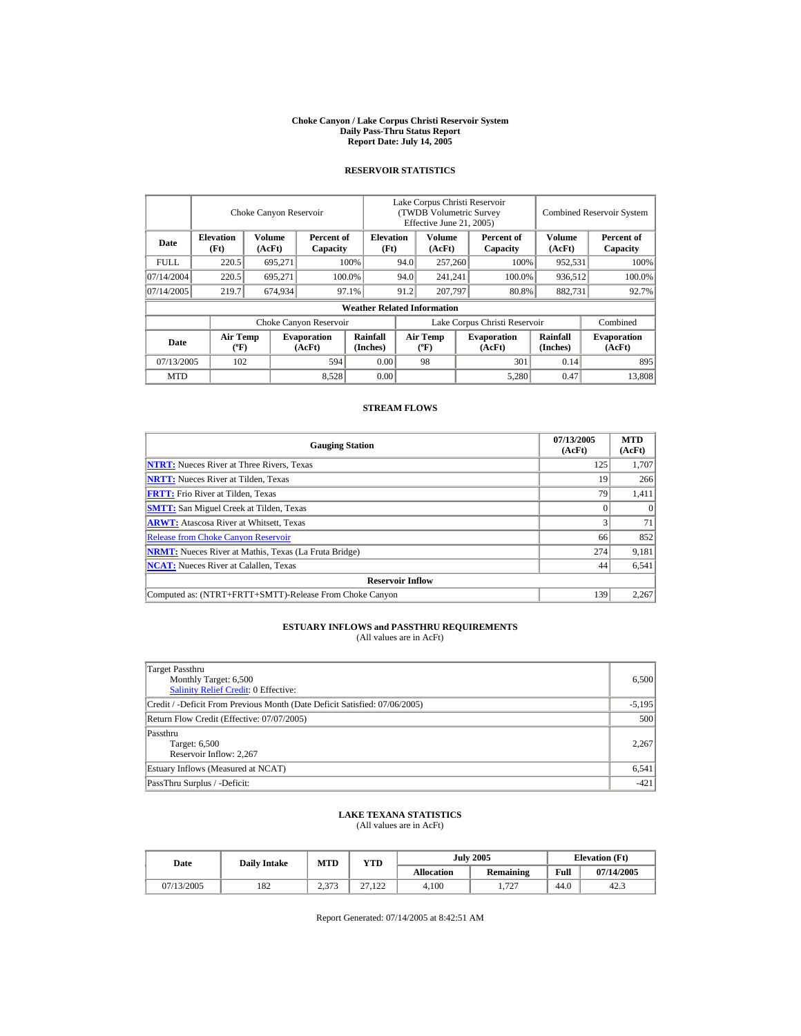# Choke Canyon / Lake Corpus Christi Reservoir System
## Daily Pass-Thru Status Report
### Report Date: July 14, 2005

## RESERVOIR STATISTICS

| Date | Choke Canyon Reservoir | | | Lake Corpus Christi Reservoir (TWDB Volumetric Survey Effective June 21, 2005) | | | Combined Reservoir System | |
|---|---|---|---|---|---|---|---|---|
| | Elevation (Ft) | Volume (AcFt) | Percent of Capacity | Elevation (Ft) | Volume (AcFt) | Percent of Capacity | Volume (AcFt) | Percent of Capacity |
| FULL | 220.5 | 695,271 | 100% | 94.0 | 257,260 | 100% | 952,531 | 100% |
| 07/14/2004 | 220.5 | 695,271 | 100.0% | 94.0 | 241,241 | 100.0% | 936,512 | 100.0% |
| 07/14/2005 | 219.7 | 674,934 | 97.1% | 91.2 | 207,797 | 80.8% | 882,731 | 92.7% |

**Weather Related Information**

| Date | Choke Canyon Reservoir | | | Lake Corpus Christi Reservoir | | | Combined |
|---|---|---|---|---|---|---|---|
| | Air Temp (ºF) | Evaporation (AcFt) | Rainfall (Inches) | Air Temp (ºF) | Evaporation (AcFt) | Rainfall (Inches) | Evaporation (AcFt) |
| 07/13/2005 | 102 | 594 | 0.00 | 98 | 301 | 0.14 | 895 |
| MTD | | 8,528 | 0.00 | | 5,280 | 0.47 | 13,808 |

## STREAM FLOWS

| Gauging Station | 07/13/2005 (AcFt) | MTD (AcFt) |
|---|---|---|
| NTRT: Nueces River at Three Rivers, Texas | 125 | 1,707 |
| NRTT: Nueces River at Tilden, Texas | 19 | 266 |
| FRTT: Frio River at Tilden, Texas | 79 | 1,411 |
| SMTT: San Miguel Creek at Tilden, Texas | 0 | 0 |
| ARWT: Atascosa River at Whitsett, Texas | 3 | 71 |
| Release from Choke Canyon Reservoir | 66 | 852 |
| NRMT: Nueces River at Mathis, Texas (La Fruta Bridge) | 274 | 9,181 |
| NCAT: Nueces River at Calallen, Texas | 44 | 6,541 |
| **Reservoir Inflow** | | |
| Computed as: (NTRT+FRTT+SMTT)-Release From Choke Canyon | 139 | 2,267 |

## ESTUARY INFLOWS and PASSTHRU REQUIREMENTS
(All values are in AcFt)

| | |
|---|---|
| Target Passthru<br>Monthly Target: 6,500<br>Salinity Relief Credit: 0 Effective: | 6,500 |
| Credit / -Deficit From Previous Month (Date Deficit Satisfied: 07/06/2005) | -5,195 |
| Return Flow Credit (Effective: 07/07/2005) | 500 |
| Passthru<br>Target: 6,500<br>Reservoir Inflow: 2,267 | 2,267 |
| Estuary Inflows (Measured at NCAT) | 6,541 |
| PassThru Surplus / -Deficit: | -421 |

## LAKE TEXANA STATISTICS
(All values are in AcFt)

| Date | Daily Intake | MTD | YTD | July 2005 | | Elevation (Ft) | |
|---|---|---|---|---|---|---|---|
| | | | | Allocation | Remaining | Full | 07/14/2005 |
| 07/13/2005 | 182 | 2,373 | 27,122 | 4,100 | 1,727 | 44.0 | 42.3 |

Report Generated: 07/14/2005 at 8:42:51 AM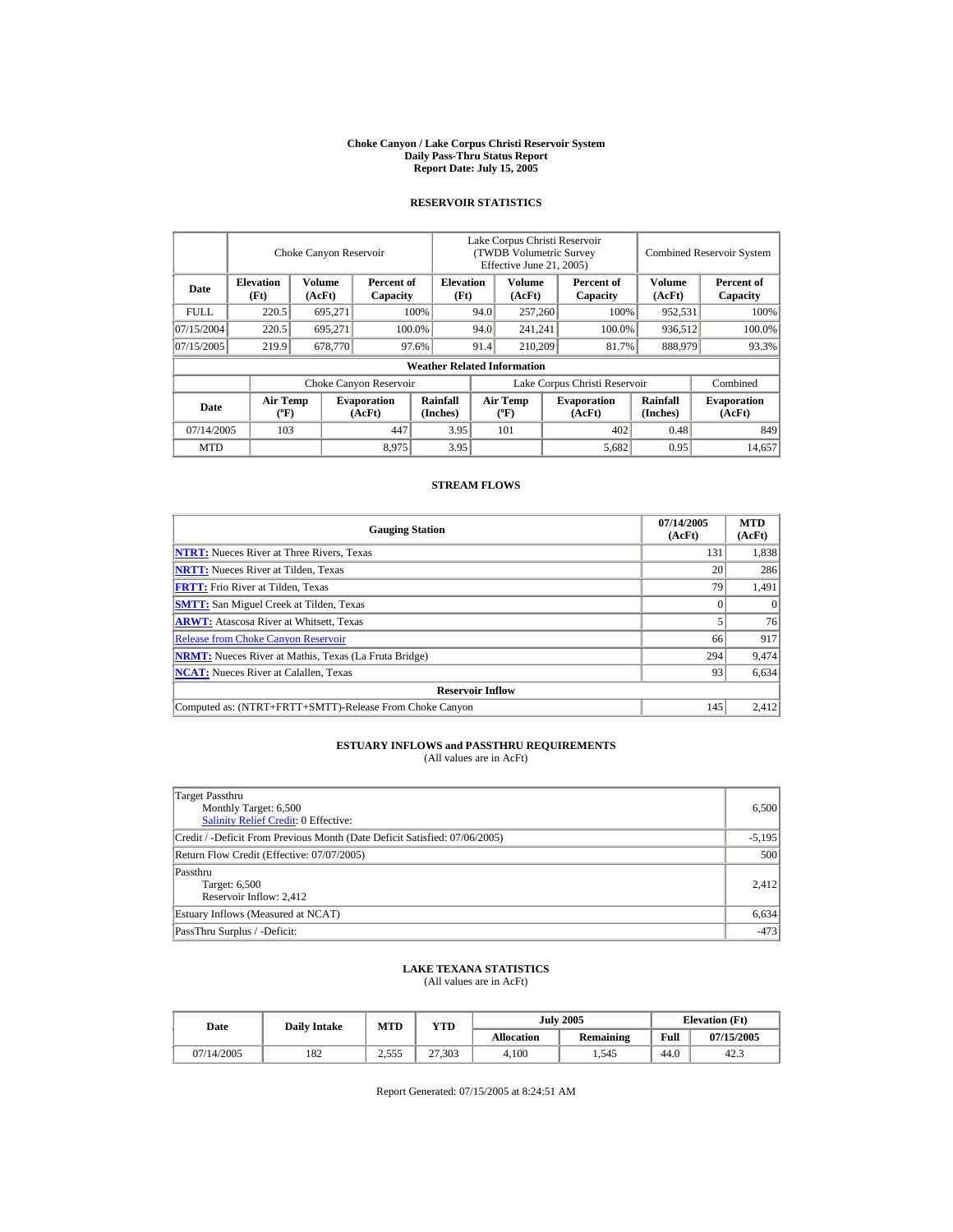# Choke Canyon / Lake Corpus Christi Reservoir System
## Daily Pass-Thru Status Report
## Report Date: July 15, 2005

### RESERVOIR STATISTICS

| | Choke Canyon Reservoir | | | Lake Corpus Christi Reservoir (TWDB Volumetric Survey Effective June 21, 2005) | | | Combined Reservoir System | |
|---|---|---|---|---|---|---|---|---|
| Date | Elevation (Ft) | Volume (AcFt) | Percent of Capacity | Elevation (Ft) | Volume (AcFt) | Percent of Capacity | Volume (AcFt) | Percent of Capacity |
| FULL | 220.5 | 695,271 | 100% | 94.0 | 257,260 | 100% | 952,531 | 100% |
| 07/15/2004 | 220.5 | 695,271 | 100.0% | 94.0 | 241,241 | 100.0% | 936,512 | 100.0% |
| 07/15/2005 | 219.9 | 678,770 | 97.6% | 91.4 | 210,209 | 81.7% | 888,979 | 93.3% |

**Weather Related Information**

| | Choke Canyon Reservoir | | | Lake Corpus Christi Reservoir | | | Combined |
|---|---|---|---|---|---|---|---|
| Date | Air Temp (ºF) | Evaporation (AcFt) | Rainfall (Inches) | Air Temp (ºF) | Evaporation (AcFt) | Rainfall (Inches) | Evaporation (AcFt) |
| 07/14/2005 | 103 | 447 | 3.95 | 101 | 402 | 0.48 | 849 |
| MTD | | 8,975 | 3.95 | | 5,682 | 0.95 | 14,657 |

### STREAM FLOWS

| Gauging Station | 07/14/2005 (AcFt) | MTD (AcFt) |
|---|---|---|
| NTRT: Nueces River at Three Rivers, Texas | 131 | 1,838 |
| NRTT: Nueces River at Tilden, Texas | 20 | 286 |
| FRTT: Frio River at Tilden, Texas | 79 | 1,491 |
| SMTT: San Miguel Creek at Tilden, Texas | 0 | 0 |
| ARWT: Atascosa River at Whitsett, Texas | 5 | 76 |
| Release from Choke Canyon Reservoir | 66 | 917 |
| NRMT: Nueces River at Mathis, Texas (La Fruta Bridge) | 294 | 9,474 |
| NCAT: Nueces River at Calallen, Texas | 93 | 6,634 |
| **Reservoir Inflow** | | |
| Computed as: (NTRT+FRTT+SMTT)-Release From Choke Canyon | 145 | 2,412 |

### ESTUARY INFLOWS and PASSTHRU REQUIREMENTS
(All values are in AcFt)

| | |
|---|---|
| Target Passthru<br>Monthly Target: 6,500<br>Salinity Relief Credit: 0 Effective: | 6,500 |
| Credit / -Deficit From Previous Month (Date Deficit Satisfied: 07/06/2005) | -5,195 |
| Return Flow Credit (Effective: 07/07/2005) | 500 |
| Passthru<br>Target: 6,500<br>Reservoir Inflow: 2,412 | 2,412 |
| Estuary Inflows (Measured at NCAT) | 6,634 |
| PassThru Surplus / -Deficit: | -473 |

### LAKE TEXANA STATISTICS
(All values are in AcFt)

| Date | Daily Intake | MTD | YTD | July 2005 | | Elevation (Ft) | |
|---|---|---|---|---|---|---|---|
| | | | | Allocation | Remaining | Full | 07/15/2005 |
| 07/14/2005 | 182 | 2,555 | 27,303 | 4,100 | 1,545 | 44.0 | 42.3 |

Report Generated: 07/15/2005 at 8:24:51 AM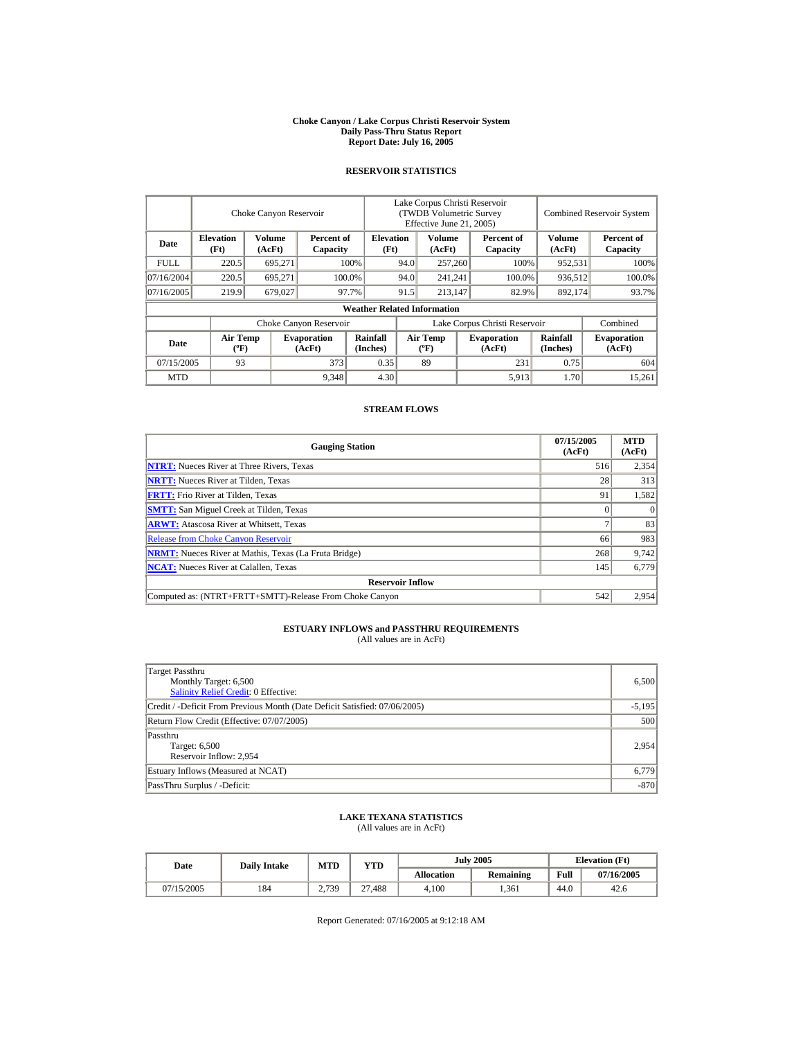# Choke Canyon / Lake Corpus Christi Reservoir System
## Daily Pass-Thru Status Report
### Report Date: July 16, 2005

## RESERVOIR STATISTICS

| Date | Choke Canyon Reservoir | | | Lake Corpus Christi Reservoir (TWDB Volumetric Survey Effective June 21, 2005) | | | Combined Reservoir System | |
|---|---|---|---|---|---|---|---|---|
| | Elevation (Ft) | Volume (AcFt) | Percent of Capacity | Elevation (Ft) | Volume (AcFt) | Percent of Capacity | Volume (AcFt) | Percent of Capacity |
| FULL | 220.5 | 695,271 | 100% | 94.0 | 257,260 | 100% | 952,531 | 100% |
| 07/16/2004 | 220.5 | 695,271 | 100.0% | 94.0 | 241,241 | 100.0% | 936,512 | 100.0% |
| 07/16/2005 | 219.9 | 679,027 | 97.7% | 91.5 | 213,147 | 82.9% | 892,174 | 93.7% |

**Weather Related Information**

| Date | Choke Canyon Reservoir | | | Lake Corpus Christi Reservoir | | | Combined |
|---|---|---|---|---|---|---|---|
| | Air Temp (ºF) | Evaporation (AcFt) | Rainfall (Inches) | Air Temp (ºF) | Evaporation (AcFt) | Rainfall (Inches) | Evaporation (AcFt) |
| 07/15/2005 | 93 | 373 | 0.35 | 89 | 231 | 0.75 | 604 |
| MTD | | 9,348 | 4.30 | | 5,913 | 1.70 | 15,261 |

## STREAM FLOWS

| Gauging Station | 07/15/2005 (AcFt) | MTD (AcFt) |
|---|---|---|
| NTRT: Nueces River at Three Rivers, Texas | 516 | 2,354 |
| NRTT: Nueces River at Tilden, Texas | 28 | 313 |
| FRTT: Frio River at Tilden, Texas | 91 | 1,582 |
| SMTT: San Miguel Creek at Tilden, Texas | 0 | 0 |
| ARWT: Atascosa River at Whitsett, Texas | 7 | 83 |
| Release from Choke Canyon Reservoir | 66 | 983 |
| NRMT: Nueces River at Mathis, Texas (La Fruta Bridge) | 268 | 9,742 |
| NCAT: Nueces River at Calallen, Texas | 145 | 6,779 |
| **Reservoir Inflow** | | |
| Computed as: (NTRT+FRTT+SMTT)-Release From Choke Canyon | 542 | 2,954 |

## ESTUARY INFLOWS and PASSTHRU REQUIREMENTS
(All values are in AcFt)

| Item | Value |
|---|---|
| Target Passthru<br>Monthly Target: 6,500<br>Salinity Relief Credit: 0 Effective: | 6,500 |
| Credit / -Deficit From Previous Month (Date Deficit Satisfied: 07/06/2005) | -5,195 |
| Return Flow Credit (Effective: 07/07/2005) | 500 |
| Passthru<br>Target: 6,500<br>Reservoir Inflow: 2,954 | 2,954 |
| Estuary Inflows (Measured at NCAT) | 6,779 |
| PassThru Surplus / -Deficit: | -870 |

## LAKE TEXANA STATISTICS
(All values are in AcFt)

| Date | Daily Intake | MTD | YTD | July 2005 | | Elevation (Ft) | |
|---|---|---|---|---|---|---|---|
| | | | | Allocation | Remaining | Full | 07/16/2005 |
| 07/15/2005 | 184 | 2,739 | 27,488 | 4,100 | 1,361 | 44.0 | 42.6 |

Report Generated: 07/16/2005 at 9:12:18 AM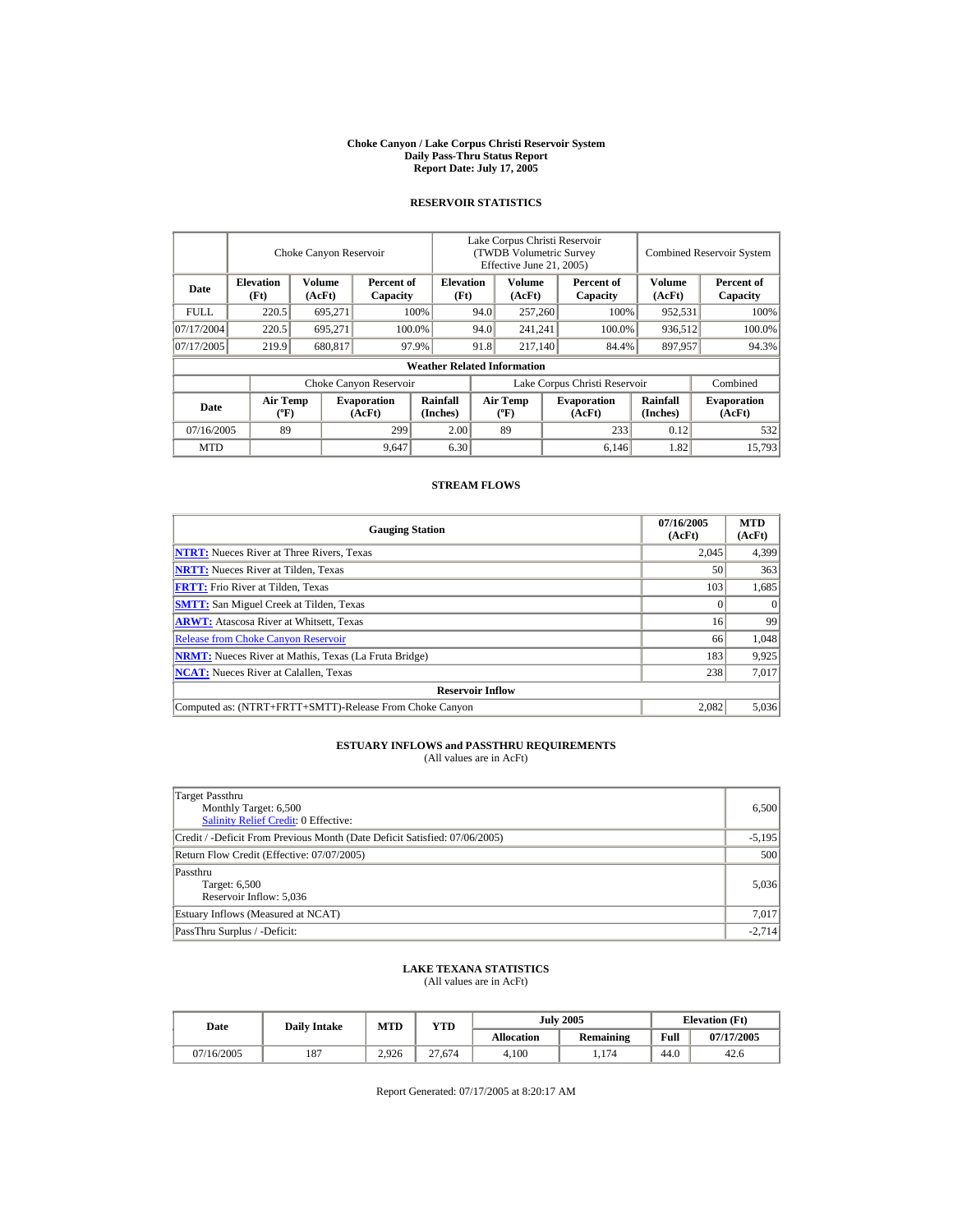# Choke Canyon / Lake Corpus Christi Reservoir System
## Daily Pass-Thru Status Report
### Report Date: July 17, 2005

## RESERVOIR STATISTICS

| | Choke Canyon Reservoir | | | Lake Corpus Christi Reservoir (TWDB Volumetric Survey Effective June 21, 2005) | | | Combined Reservoir System | |
|---|---|---|---|---|---|---|---|---|
| Date | Elevation (Ft) | Volume (AcFt) | Percent of Capacity | Elevation (Ft) | Volume (AcFt) | Percent of Capacity | Volume (AcFt) | Percent of Capacity |
| FULL | 220.5 | 695,271 | 100% | 94.0 | 257,260 | 100% | 952,531 | 100% |
| 07/17/2004 | 220.5 | 695,271 | 100.0% | 94.0 | 241,241 | 100.0% | 936,512 | 100.0% |
| 07/17/2005 | 219.9 | 680,817 | 97.9% | 91.8 | 217,140 | 84.4% | 897,957 | 94.3% |

**Weather Related Information**

| | Choke Canyon Reservoir | | | Lake Corpus Christi Reservoir | | | Combined |
|---|---|---|---|---|---|---|---|
| Date | Air Temp (ºF) | Evaporation (AcFt) | Rainfall (Inches) | Air Temp (ºF) | Evaporation (AcFt) | Rainfall (Inches) | Evaporation (AcFt) |
| 07/16/2005 | 89 | 299 | 2.00 | 89 | 233 | 0.12 | 532 |
| MTD | | 9,647 | 6.30 | | 6,146 | 1.82 | 15,793 |

## STREAM FLOWS

| Gauging Station | 07/16/2005 (AcFt) | MTD (AcFt) |
|---|---|---|
| **NTRT:** Nueces River at Three Rivers, Texas | 2,045 | 4,399 |
| **NRTT:** Nueces River at Tilden, Texas | 50 | 363 |
| **FRTT:** Frio River at Tilden, Texas | 103 | 1,685 |
| **SMTT:** San Miguel Creek at Tilden, Texas | 0 | 0 |
| **ARWT:** Atascosa River at Whitsett, Texas | 16 | 99 |
| Release from Choke Canyon Reservoir | 66 | 1,048 |
| **NRMT:** Nueces River at Mathis, Texas (La Fruta Bridge) | 183 | 9,925 |
| **NCAT:** Nueces River at Calallen, Texas | 238 | 7,017 |
| **Reservoir Inflow** | | |
| Computed as: (NTRT+FRTT+SMTT)-Release From Choke Canyon | 2,082 | 5,036 |

## ESTUARY INFLOWS and PASSTHRU REQUIREMENTS
(All values are in AcFt)

| | |
|---|---|
| Target Passthru<br>Monthly Target: 6,500<br>Salinity Relief Credit: 0 Effective: | 6,500 |
| Credit / -Deficit From Previous Month (Date Deficit Satisfied: 07/06/2005) | -5,195 |
| Return Flow Credit (Effective: 07/07/2005) | 500 |
| Passthru<br>Target: 6,500<br>Reservoir Inflow: 5,036 | 5,036 |
| Estuary Inflows (Measured at NCAT) | 7,017 |
| PassThru Surplus / -Deficit: | -2,714 |

## LAKE TEXANA STATISTICS
(All values are in AcFt)

| Date | Daily Intake | MTD | YTD | July 2005 | | Elevation (Ft) | |
|---|---|---|---|---|---|---|---|
| | | | | Allocation | Remaining | Full | 07/17/2005 |
| 07/16/2005 | 187 | 2,926 | 27,674 | 4,100 | 1,174 | 44.0 | 42.6 |

Report Generated: 07/17/2005 at 8:20:17 AM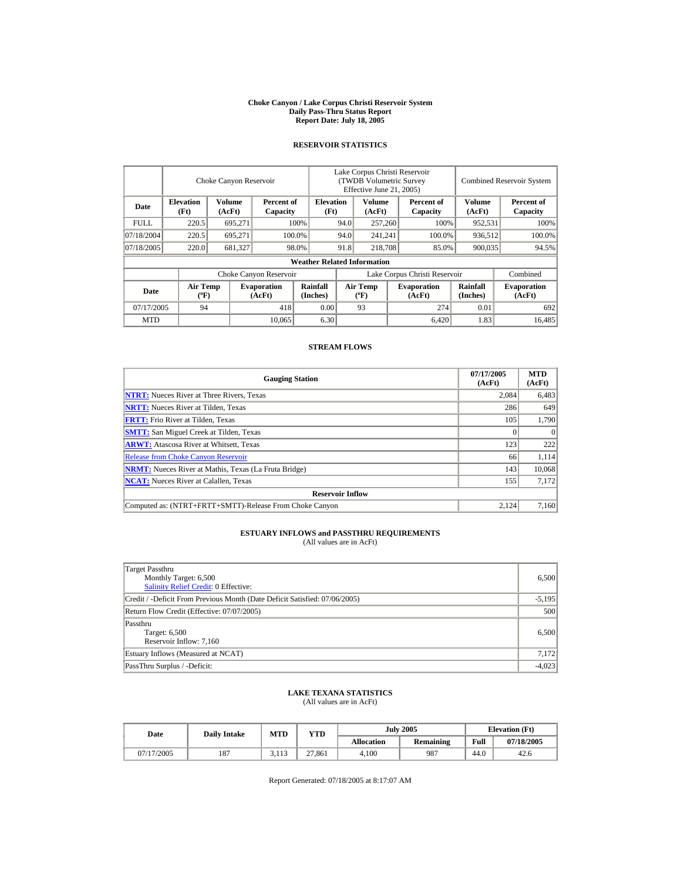# Choke Canyon / Lake Corpus Christi Reservoir System
## Daily Pass-Thru Status Report
### Report Date: July 18, 2005

## RESERVOIR STATISTICS

| Date | Choke Canyon Reservoir | | | Lake Corpus Christi Reservoir (TWDB Volumetric Survey Effective June 21, 2005) | | | Combined Reservoir System | |
|---|---|---|---|---|---|---|---|---|
| | Elevation (Ft) | Volume (AcFt) | Percent of Capacity | Elevation (Ft) | Volume (AcFt) | Percent of Capacity | Volume (AcFt) | Percent of Capacity |
| FULL | 220.5 | 695,271 | 100% | 94.0 | 257,260 | 100% | 952,531 | 100% |
| 07/18/2004 | 220.5 | 695,271 | 100.0% | 94.0 | 241,241 | 100.0% | 936,512 | 100.0% |
| 07/18/2005 | 220.0 | 681,327 | 98.0% | 91.8 | 218,708 | 85.0% | 900,035 | 94.5% |

**Weather Related Information**

| Date | Choke Canyon Reservoir | | | Lake Corpus Christi Reservoir | | | Combined |
|---|---|---|---|---|---|---|---|
| | Air Temp (ºF) | Evaporation (AcFt) | Rainfall (Inches) | Air Temp (ºF) | Evaporation (AcFt) | Rainfall (Inches) | Evaporation (AcFt) |
| 07/17/2005 | 94 | 418 | 0.00 | 93 | 274 | 0.01 | 692 |
| MTD | | 10,065 | 6.30 | | 6,420 | 1.83 | 16,485 |

## STREAM FLOWS

| Gauging Station | 07/17/2005 (AcFt) | MTD (AcFt) |
|---|---|---|
| NTRT: Nueces River at Three Rivers, Texas | 2,084 | 6,483 |
| NRTT: Nueces River at Tilden, Texas | 286 | 649 |
| FRTT: Frio River at Tilden, Texas | 105 | 1,790 |
| SMTT: San Miguel Creek at Tilden, Texas | 0 | 0 |
| ARWT: Atascosa River at Whitsett, Texas | 123 | 222 |
| Release from Choke Canyon Reservoir | 66 | 1,114 |
| NRMT: Nueces River at Mathis, Texas (La Fruta Bridge) | 143 | 10,068 |
| NCAT: Nueces River at Calallen, Texas | 155 | 7,172 |
| **Reservoir Inflow** | | |
| Computed as: (NTRT+FRTT+SMTT)-Release From Choke Canyon | 2,124 | 7,160 |

## ESTUARY INFLOWS and PASSTHRU REQUIREMENTS
(All values are in AcFt)

| | |
|---|---|
| Target Passthru<br>Monthly Target: 6,500<br>Salinity Relief Credit: 0 Effective: | 6,500 |
| Credit / -Deficit From Previous Month (Date Deficit Satisfied: 07/06/2005) | -5,195 |
| Return Flow Credit (Effective: 07/07/2005) | 500 |
| Passthru<br>Target: 6,500<br>Reservoir Inflow: 7,160 | 6,500 |
| Estuary Inflows (Measured at NCAT) | 7,172 |
| PassThru Surplus / -Deficit: | -4,023 |

## LAKE TEXANA STATISTICS
(All values are in AcFt)

| Date | Daily Intake | MTD | YTD | July 2005 | | Elevation (Ft) | |
|---|---|---|---|---|---|---|---|
| | | | | Allocation | Remaining | Full | 07/18/2005 |
| 07/17/2005 | 187 | 3,113 | 27,861 | 4,100 | 987 | 44.0 | 42.6 |

Report Generated: 07/18/2005 at 8:17:07 AM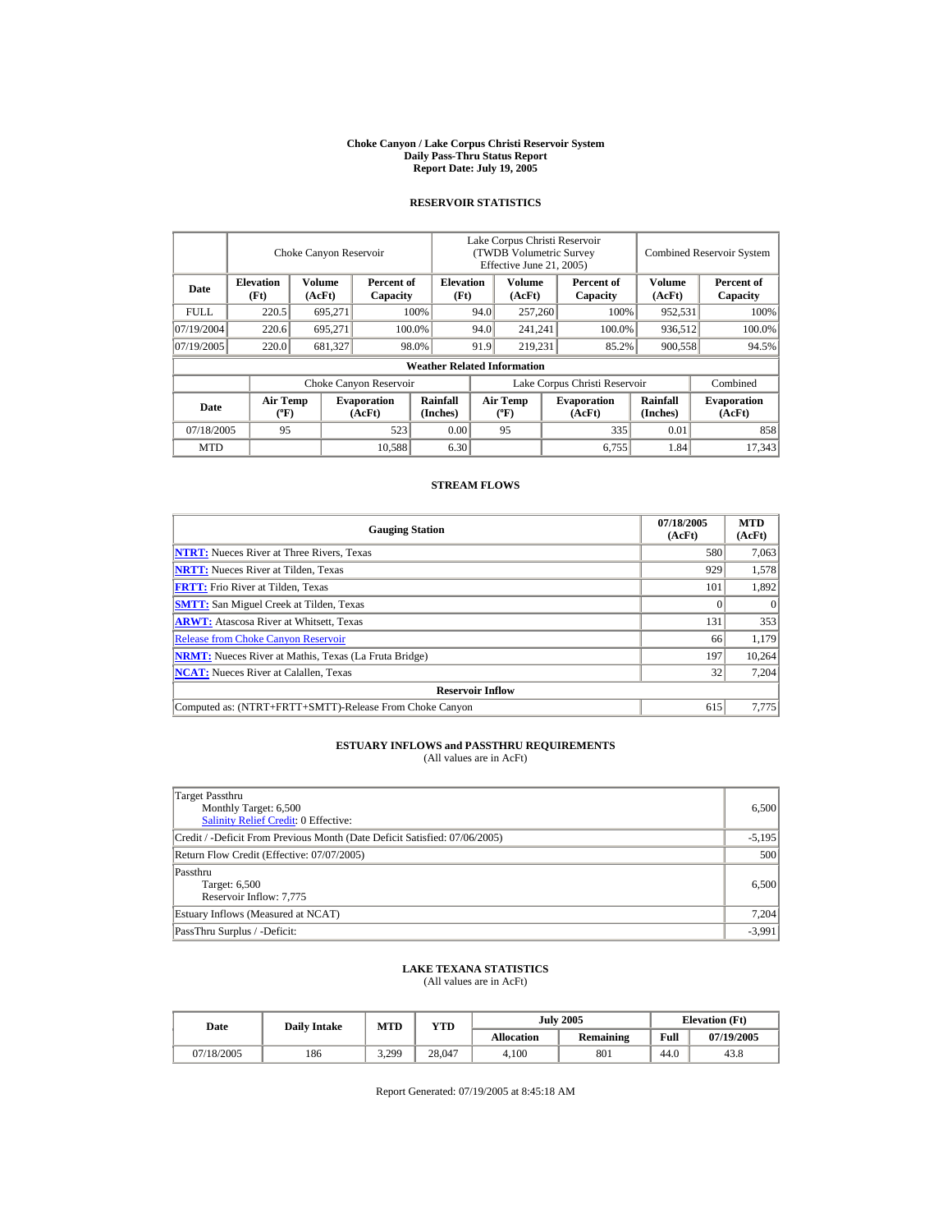**Choke Canyon / Lake Corpus Christi Reservoir System**
**Daily Pass-Thru Status Report**
**Report Date: July 19, 2005**

## RESERVOIR STATISTICS

| | Choke Canyon Reservoir | | | Lake Corpus Christi Reservoir (TWDB Volumetric Survey Effective June 21, 2005) | | | Combined Reservoir System | |
|---|---|---|---|---|---|---|---|---|
| **Date** | **Elevation (Ft)** | **Volume (AcFt)** | **Percent of Capacity** | **Elevation (Ft)** | **Volume (AcFt)** | **Percent of Capacity** | **Volume (AcFt)** | **Percent of Capacity** |
| FULL | 220.5 | 695,271 | 100% | 94.0 | 257,260 | 100% | 952,531 | 100% |
| 07/19/2004 | 220.6 | 695,271 | 100.0% | 94.0 | 241,241 | 100.0% | 936,512 | 100.0% |
| 07/19/2005 | 220.0 | 681,327 | 98.0% | 91.9 | 219,231 | 85.2% | 900,558 | 94.5% |

**Weather Related Information**

| | Choke Canyon Reservoir | | | Lake Corpus Christi Reservoir | | | Combined |
|---|---|---|---|---|---|---|---|
| **Date** | **Air Temp (ºF)** | **Evaporation (AcFt)** | **Rainfall (Inches)** | **Air Temp (ºF)** | **Evaporation (AcFt)** | **Rainfall (Inches)** | **Evaporation (AcFt)** |
| 07/18/2005 | 95 | 523 | 0.00 | 95 | 335 | 0.01 | 858 |
| MTD | | 10,588 | 6.30 | | 6,755 | 1.84 | 17,343 |

## STREAM FLOWS

| Gauging Station | 07/18/2005 (AcFt) | MTD (AcFt) |
|---|---|---|
| **NTRT:** Nueces River at Three Rivers, Texas | 580 | 7,063 |
| **NRTT:** Nueces River at Tilden, Texas | 929 | 1,578 |
| **FRTT:** Frio River at Tilden, Texas | 101 | 1,892 |
| **SMTT:** San Miguel Creek at Tilden, Texas | 0 | 0 |
| **ARWT:** Atascosa River at Whitsett, Texas | 131 | 353 |
| Release from Choke Canyon Reservoir | 66 | 1,179 |
| **NRMT:** Nueces River at Mathis, Texas (La Fruta Bridge) | 197 | 10,264 |
| **NCAT:** Nueces River at Calallen, Texas | 32 | 7,204 |
| **Reservoir Inflow** | | |
| Computed as: (NTRT+FRTT+SMTT)-Release From Choke Canyon | 615 | 7,775 |

## ESTUARY INFLOWS and PASSTHRU REQUIREMENTS
(All values are in AcFt)

| | |
|---|---|
| Target Passthru<br>Monthly Target: 6,500<br>Salinity Relief Credit: 0 Effective: | 6,500 |
| Credit / -Deficit From Previous Month (Date Deficit Satisfied: 07/06/2005) | -5,195 |
| Return Flow Credit (Effective: 07/07/2005) | 500 |
| Passthru<br>Target: 6,500<br>Reservoir Inflow: 7,775 | 6,500 |
| Estuary Inflows (Measured at NCAT) | 7,204 |
| PassThru Surplus / -Deficit: | -3,991 |

## LAKE TEXANA STATISTICS
(All values are in AcFt)

| Date | Daily Intake | MTD | YTD | July 2005 | | Elevation (Ft) | |
|---|---|---|---|---|---|---|---|
| | | | | **Allocation** | **Remaining** | **Full** | **07/19/2005** |
| 07/18/2005 | 186 | 3,299 | 28,047 | 4,100 | 801 | 44.0 | 43.8 |

Report Generated: 07/19/2005 at 8:45:18 AM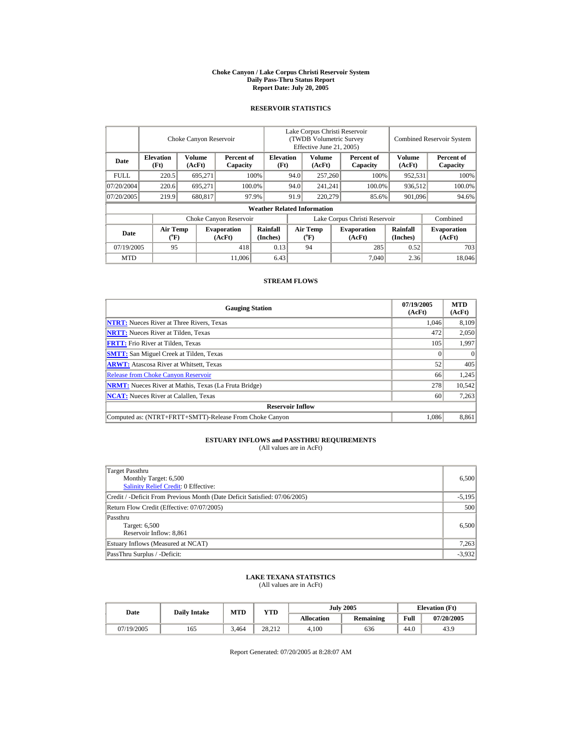# Choke Canyon / Lake Corpus Christi Reservoir System
## Daily Pass-Thru Status Report
### Report Date: July 20, 2005

## RESERVOIR STATISTICS

| | Choke Canyon Reservoir | | | Lake Corpus Christi Reservoir (TWDB Volumetric Survey Effective June 21, 2005) | | | Combined Reservoir System | |
|---|---|---|---|---|---|---|---|---|
| Date | Elevation (Ft) | Volume (AcFt) | Percent of Capacity | Elevation (Ft) | Volume (AcFt) | Percent of Capacity | Volume (AcFt) | Percent of Capacity |
| FULL | 220.5 | 695,271 | 100% | 94.0 | 257,260 | 100% | 952,531 | 100% |
| 07/20/2004 | 220.6 | 695,271 | 100.0% | 94.0 | 241,241 | 100.0% | 936,512 | 100.0% |
| 07/20/2005 | 219.9 | 680,817 | 97.9% | 91.9 | 220,279 | 85.6% | 901,096 | 94.6% |

**Weather Related Information**

| | Choke Canyon Reservoir | | | Lake Corpus Christi Reservoir | | | Combined |
|---|---|---|---|---|---|---|---|
| Date | Air Temp (°F) | Evaporation (AcFt) | Rainfall (Inches) | Air Temp (°F) | Evaporation (AcFt) | Rainfall (Inches) | Evaporation (AcFt) |
| 07/19/2005 | 95 | 418 | 0.13 | 94 | 285 | 0.52 | 703 |
| MTD | | 11,006 | 6.43 | | 7,040 | 2.36 | 18,046 |

## STREAM FLOWS

| Gauging Station | 07/19/2005 (AcFt) | MTD (AcFt) |
|---|---|---|
| NTRT: Nueces River at Three Rivers, Texas | 1,046 | 8,109 |
| NRTT: Nueces River at Tilden, Texas | 472 | 2,050 |
| FRTT: Frio River at Tilden, Texas | 105 | 1,997 |
| SMTT: San Miguel Creek at Tilden, Texas | 0 | 0 |
| ARWT: Atascosa River at Whitsett, Texas | 52 | 405 |
| Release from Choke Canyon Reservoir | 66 | 1,245 |
| NRMT: Nueces River at Mathis, Texas (La Fruta Bridge) | 278 | 10,542 |
| NCAT: Nueces River at Calallen, Texas | 60 | 7,263 |
| **Reservoir Inflow** | | |
| Computed as: (NTRT+FRTT+SMTT)-Release From Choke Canyon | 1,086 | 8,861 |

## ESTUARY INFLOWS and PASSTHRU REQUIREMENTS
(All values are in AcFt)

| | |
|---|---|
| Target Passthru<br>Monthly Target: 6,500<br>Salinity Relief Credit: 0 Effective: | 6,500 |
| Credit / -Deficit From Previous Month (Date Deficit Satisfied: 07/06/2005) | -5,195 |
| Return Flow Credit (Effective: 07/07/2005) | 500 |
| Passthru<br>Target: 6,500<br>Reservoir Inflow: 8,861 | 6,500 |
| Estuary Inflows (Measured at NCAT) | 7,263 |
| PassThru Surplus / -Deficit: | -3,932 |

## LAKE TEXANA STATISTICS
(All values are in AcFt)

| Date | Daily Intake | MTD | YTD | July 2005 | | Elevation (Ft) | |
|---|---|---|---|---|---|---|---|
| | | | | Allocation | Remaining | Full | 07/20/2005 |
| 07/19/2005 | 165 | 3,464 | 28,212 | 4,100 | 636 | 44.0 | 43.9 |

Report Generated: 07/20/2005 at 8:28:07 AM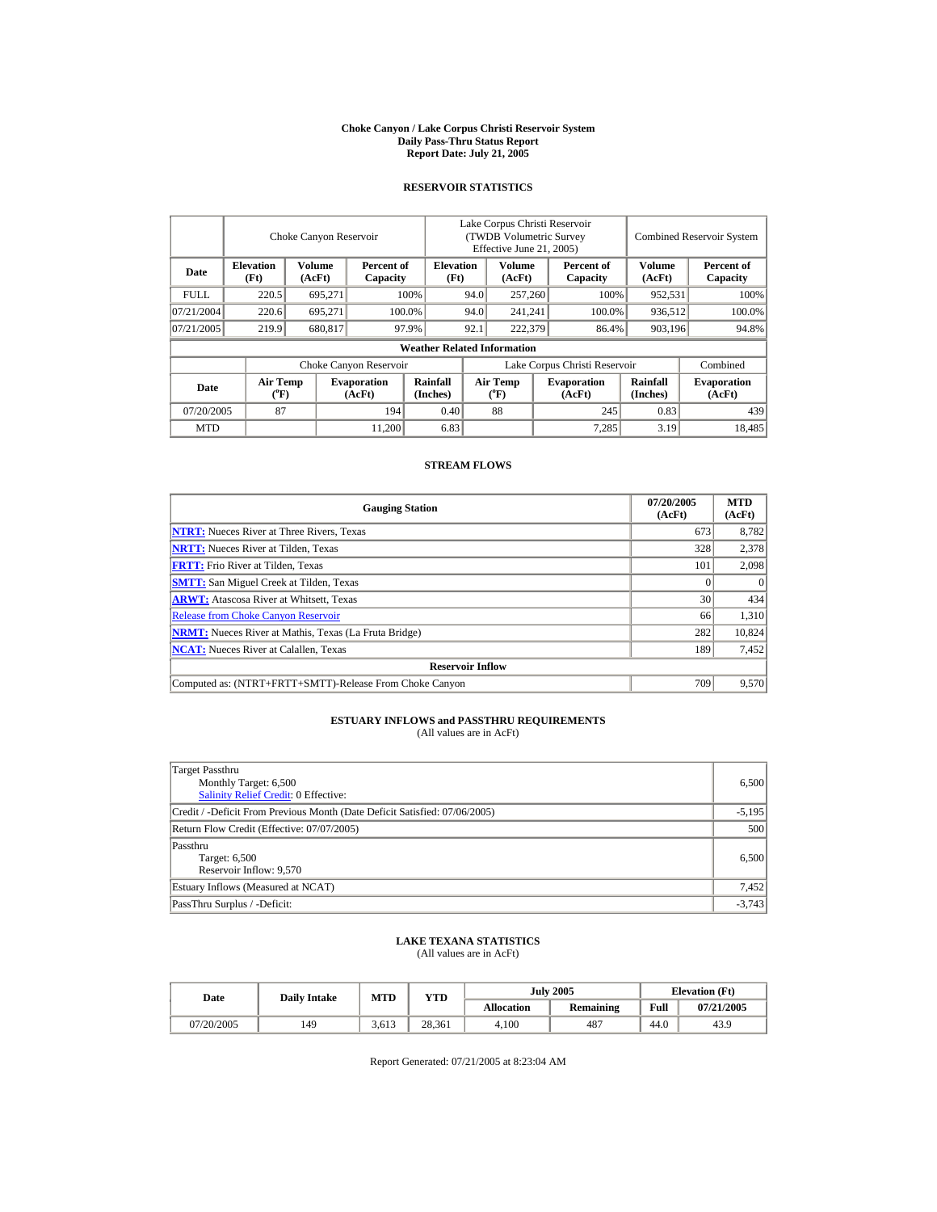# Choke Canyon / Lake Corpus Christi Reservoir System
## Daily Pass-Thru Status Report
## Report Date: July 21, 2005

### RESERVOIR STATISTICS

| Date | Choke Canyon Reservoir | | | Lake Corpus Christi Reservoir (TWDB Volumetric Survey Effective June 21, 2005) | | | Combined Reservoir System | |
|---|---|---|---|---|---|---|---|---|
| | Elevation (Ft) | Volume (AcFt) | Percent of Capacity | Elevation (Ft) | Volume (AcFt) | Percent of Capacity | Volume (AcFt) | Percent of Capacity |
| FULL | 220.5 | 695,271 | 100% | 94.0 | 257,260 | 100% | 952,531 | 100% |
| 07/21/2004 | 220.6 | 695,271 | 100.0% | 94.0 | 241,241 | 100.0% | 936,512 | 100.0% |
| 07/21/2005 | 219.9 | 680,817 | 97.9% | 92.1 | 222,379 | 86.4% | 903,196 | 94.8% |

**Weather Related Information**

| Date | Choke Canyon Reservoir | | | Lake Corpus Christi Reservoir | | | Combined |
|---|---|---|---|---|---|---|---|
| | Air Temp (°F) | Evaporation (AcFt) | Rainfall (Inches) | Air Temp (°F) | Evaporation (AcFt) | Rainfall (Inches) | Evaporation (AcFt) |
| 07/20/2005 | 87 | 194 | 0.40 | 88 | 245 | 0.83 | 439 |
| MTD | | 11,200 | 6.83 | | 7,285 | 3.19 | 18,485 |

### STREAM FLOWS

| Gauging Station | 07/20/2005 (AcFt) | MTD (AcFt) |
|---|---|---|
| NTRT: Nueces River at Three Rivers, Texas | 673 | 8,782 |
| NRTT: Nueces River at Tilden, Texas | 328 | 2,378 |
| FRTT: Frio River at Tilden, Texas | 101 | 2,098 |
| SMTT: San Miguel Creek at Tilden, Texas | 0 | 0 |
| ARWT: Atascosa River at Whitsett, Texas | 30 | 434 |
| Release from Choke Canyon Reservoir | 66 | 1,310 |
| NRMT: Nueces River at Mathis, Texas (La Fruta Bridge) | 282 | 10,824 |
| NCAT: Nueces River at Calallen, Texas | 189 | 7,452 |
| **Reservoir Inflow** | | |
| Computed as: (NTRT+FRTT+SMTT)-Release From Choke Canyon | 709 | 9,570 |

### ESTUARY INFLOWS and PASSTHRU REQUIREMENTS
(All values are in AcFt)

| | |
|---|---|
| Target Passthru<br>Monthly Target: 6,500<br>Salinity Relief Credit: 0 Effective: | 6,500 |
| Credit / -Deficit From Previous Month (Date Deficit Satisfied: 07/06/2005) | -5,195 |
| Return Flow Credit (Effective: 07/07/2005) | 500 |
| Passthru<br>Target: 6,500<br>Reservoir Inflow: 9,570 | 6,500 |
| Estuary Inflows (Measured at NCAT) | 7,452 |
| PassThru Surplus / -Deficit: | -3,743 |

### LAKE TEXANA STATISTICS
(All values are in AcFt)

| Date | Daily Intake | MTD | YTD | July 2005 | | Elevation (Ft) | |
|---|---|---|---|---|---|---|---|
| | | | | Allocation | Remaining | Full | 07/21/2005 |
| 07/20/2005 | 149 | 3,613 | 28,361 | 4,100 | 487 | 44.0 | 43.9 |

Report Generated: 07/21/2005 at 8:23:04 AM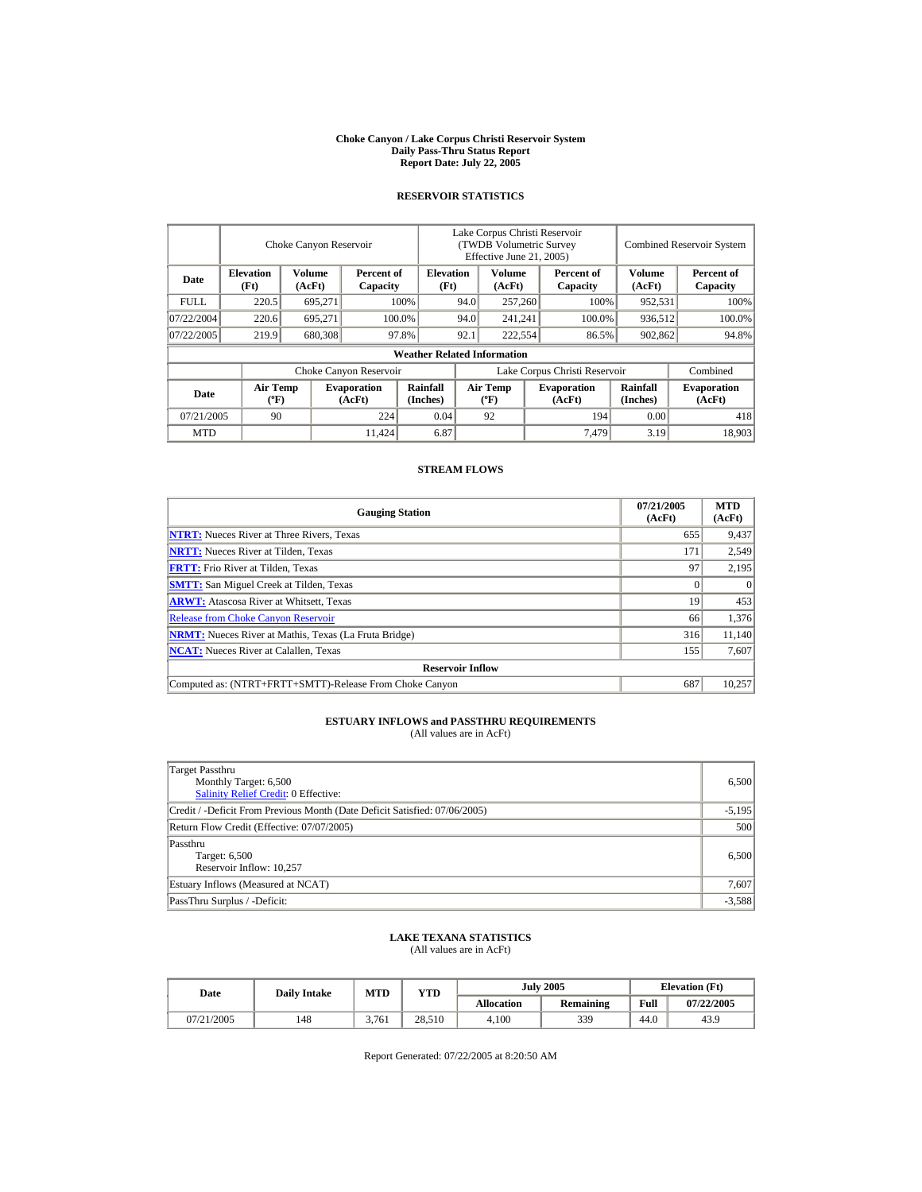# Choke Canyon / Lake Corpus Christi Reservoir System
## Daily Pass-Thru Status Report
### Report Date: July 22, 2005

## RESERVOIR STATISTICS

| Date | Choke Canyon Reservoir | | | Lake Corpus Christi Reservoir (TWDB Volumetric Survey Effective June 21, 2005) | | | Combined Reservoir System | |
|---|---|---|---|---|---|---|---|---|
| | Elevation (Ft) | Volume (AcFt) | Percent of Capacity | Elevation (Ft) | Volume (AcFt) | Percent of Capacity | Volume (AcFt) | Percent of Capacity |
| FULL | 220.5 | 695,271 | 100% | 94.0 | 257,260 | 100% | 952,531 | 100% |
| 07/22/2004 | 220.6 | 695,271 | 100.0% | 94.0 | 241,241 | 100.0% | 936,512 | 100.0% |
| 07/22/2005 | 219.9 | 680,308 | 97.8% | 92.1 | 222,554 | 86.5% | 902,862 | 94.8% |

**Weather Related Information**

| Date | Choke Canyon Reservoir | | | Lake Corpus Christi Reservoir | | | Combined |
|---|---|---|---|---|---|---|---|
| | Air Temp (ºF) | Evaporation (AcFt) | Rainfall (Inches) | Air Temp (ºF) | Evaporation (AcFt) | Rainfall (Inches) | Evaporation (AcFt) |
| 07/21/2005 | 90 | 224 | 0.04 | 92 | 194 | 0.00 | 418 |
| MTD | | 11,424 | 6.87 | | 7,479 | 3.19 | 18,903 |

## STREAM FLOWS

| Gauging Station | 07/21/2005 (AcFt) | MTD (AcFt) |
|---|---|---|
| NTRT: Nueces River at Three Rivers, Texas | 655 | 9,437 |
| NRTT: Nueces River at Tilden, Texas | 171 | 2,549 |
| FRTT: Frio River at Tilden, Texas | 97 | 2,195 |
| SMTT: San Miguel Creek at Tilden, Texas | 0 | 0 |
| ARWT: Atascosa River at Whitsett, Texas | 19 | 453 |
| Release from Choke Canyon Reservoir | 66 | 1,376 |
| NRMT: Nueces River at Mathis, Texas (La Fruta Bridge) | 316 | 11,140 |
| NCAT: Nueces River at Calallen, Texas | 155 | 7,607 |
| **Reservoir Inflow** | | |
| Computed as: (NTRT+FRTT+SMTT)-Release From Choke Canyon | 687 | 10,257 |

## ESTUARY INFLOWS and PASSTHRU REQUIREMENTS
(All values are in AcFt)

| Item | Value |
|---|---|
| Target Passthru<br>Monthly Target: 6,500<br>Salinity Relief Credit: 0 Effective: | 6,500 |
| Credit / -Deficit From Previous Month (Date Deficit Satisfied: 07/06/2005) | -5,195 |
| Return Flow Credit (Effective: 07/07/2005) | 500 |
| Passthru<br>Target: 6,500<br>Reservoir Inflow: 10,257 | 6,500 |
| Estuary Inflows (Measured at NCAT) | 7,607 |
| PassThru Surplus / -Deficit: | -3,588 |

## LAKE TEXANA STATISTICS
(All values are in AcFt)

| Date | Daily Intake | MTD | YTD | July 2005 | | Elevation (Ft) | |
|---|---|---|---|---|---|---|---|
| | | | | Allocation | Remaining | Full | 07/22/2005 |
| 07/21/2005 | 148 | 3,761 | 28,510 | 4,100 | 339 | 44.0 | 43.9 |

Report Generated: 07/22/2005 at 8:20:50 AM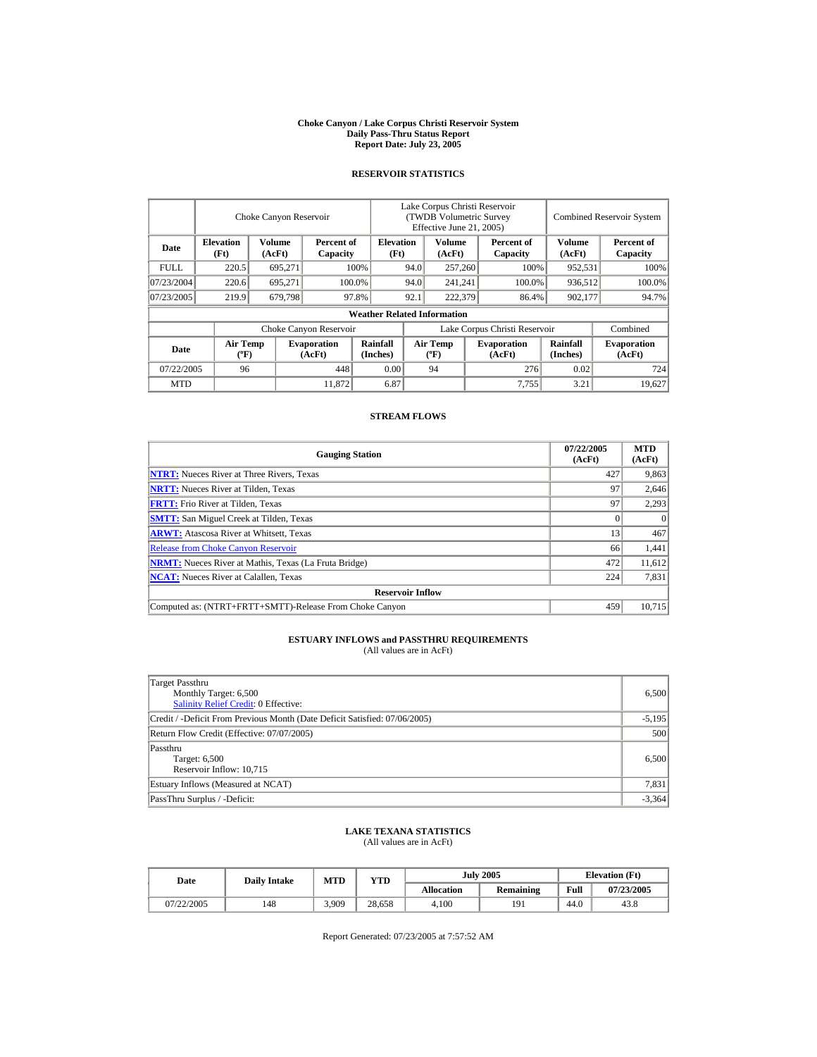# Choke Canyon / Lake Corpus Christi Reservoir System
## Daily Pass-Thru Status Report
## Report Date: July 23, 2005

### RESERVOIR STATISTICS

| Date | Choke Canyon Reservoir | | | Lake Corpus Christi Reservoir (TWDB Volumetric Survey Effective June 21, 2005) | | | Combined Reservoir System | |
|---|---|---|---|---|---|---|---|---|
| | Elevation (Ft) | Volume (AcFt) | Percent of Capacity | Elevation (Ft) | Volume (AcFt) | Percent of Capacity | Volume (AcFt) | Percent of Capacity |
| FULL | 220.5 | 695,271 | 100% | 94.0 | 257,260 | 100% | 952,531 | 100% |
| 07/23/2004 | 220.6 | 695,271 | 100.0% | 94.0 | 241,241 | 100.0% | 936,512 | 100.0% |
| 07/23/2005 | 219.9 | 679,798 | 97.8% | 92.1 | 222,379 | 86.4% | 902,177 | 94.7% |

**Weather Related Information**

| Date | Choke Canyon Reservoir | | | Lake Corpus Christi Reservoir | | | Combined |
|---|---|---|---|---|---|---|---|
| | Air Temp (ºF) | Evaporation (AcFt) | Rainfall (Inches) | Air Temp (ºF) | Evaporation (AcFt) | Rainfall (Inches) | Evaporation (AcFt) |
| 07/22/2005 | 96 | 448 | 0.00 | 94 | 276 | 0.02 | 724 |
| MTD | | 11,872 | 6.87 | | 7,755 | 3.21 | 19,627 |

### STREAM FLOWS

| Gauging Station | 07/22/2005 (AcFt) | MTD (AcFt) |
|---|---|---|
| NTRT: Nueces River at Three Rivers, Texas | 427 | 9,863 |
| NRTT: Nueces River at Tilden, Texas | 97 | 2,646 |
| FRTT: Frio River at Tilden, Texas | 97 | 2,293 |
| SMTT: San Miguel Creek at Tilden, Texas | 0 | 0 |
| ARWT: Atascosa River at Whitsett, Texas | 13 | 467 |
| Release from Choke Canyon Reservoir | 66 | 1,441 |
| NRMT: Nueces River at Mathis, Texas (La Fruta Bridge) | 472 | 11,612 |
| NCAT: Nueces River at Calallen, Texas | 224 | 7,831 |
| **Reservoir Inflow** | | |
| Computed as: (NTRT+FRTT+SMTT)-Release From Choke Canyon | 459 | 10,715 |

### ESTUARY INFLOWS and PASSTHRU REQUIREMENTS
(All values are in AcFt)

| | |
|---|---|
| Target Passthru<br>Monthly Target: 6,500<br>Salinity Relief Credit: 0 Effective: | 6,500 |
| Credit / -Deficit From Previous Month (Date Deficit Satisfied: 07/06/2005) | -5,195 |
| Return Flow Credit (Effective: 07/07/2005) | 500 |
| Passthru<br>Target: 6,500<br>Reservoir Inflow: 10,715 | 6,500 |
| Estuary Inflows (Measured at NCAT) | 7,831 |
| PassThru Surplus / -Deficit: | -3,364 |

### LAKE TEXANA STATISTICS
(All values are in AcFt)

| Date | Daily Intake | MTD | YTD | July 2005 | | Elevation (Ft) | |
|---|---|---|---|---|---|---|---|
| | | | | Allocation | Remaining | Full | 07/23/2005 |
| 07/22/2005 | 148 | 3,909 | 28,658 | 4,100 | 191 | 44.0 | 43.8 |

Report Generated: 07/23/2005 at 7:57:52 AM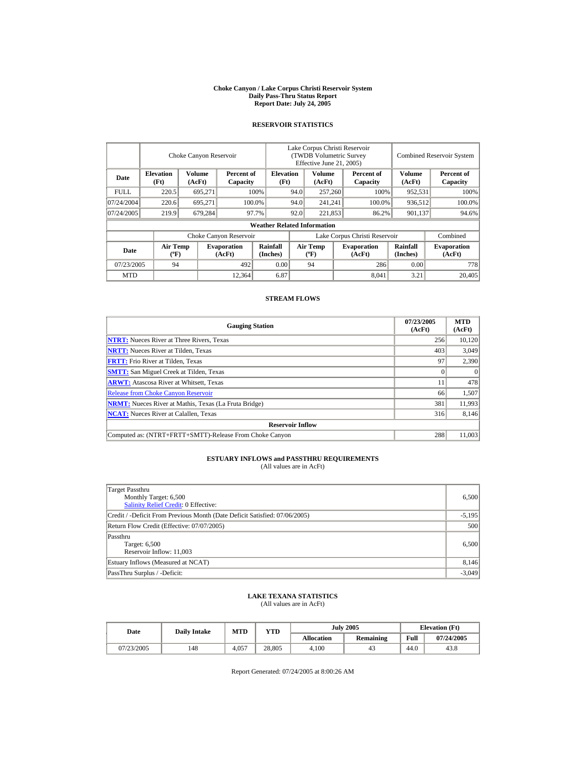**Choke Canyon / Lake Corpus Christi Reservoir System**
**Daily Pass-Thru Status Report**
**Report Date: July 24, 2005**

## RESERVOIR STATISTICS

| Date | Choke Canyon Reservoir | | | Lake Corpus Christi Reservoir (TWDB Volumetric Survey Effective June 21, 2005) | | | Combined Reservoir System | |
|---|---|---|---|---|---|---|---|---|
| | **Elevation (Ft)** | **Volume (AcFt)** | **Percent of Capacity** | **Elevation (Ft)** | **Volume (AcFt)** | **Percent of Capacity** | **Volume (AcFt)** | **Percent of Capacity** |
| FULL | 220.5 | 695,271 | 100% | 94.0 | 257,260 | 100% | 952,531 | 100% |
| 07/24/2004 | 220.6 | 695,271 | 100.0% | 94.0 | 241,241 | 100.0% | 936,512 | 100.0% |
| 07/24/2005 | 219.9 | 679,284 | 97.7% | 92.0 | 221,853 | 86.2% | 901,137 | 94.6% |

**Weather Related Information**

| Date | Choke Canyon Reservoir | | | Lake Corpus Christi Reservoir | | | Combined |
|---|---|---|---|---|---|---|---|
| | **Air Temp (ºF)** | **Evaporation (AcFt)** | **Rainfall (Inches)** | **Air Temp (ºF)** | **Evaporation (AcFt)** | **Rainfall (Inches)** | **Evaporation (AcFt)** |
| 07/23/2005 | 94 | 492 | 0.00 | 94 | 286 | 0.00 | 778 |
| MTD | | 12,364 | 6.87 | | 8,041 | 3.21 | 20,405 |

## STREAM FLOWS

| Gauging Station | 07/23/2005 (AcFt) | MTD (AcFt) |
|---|---|---|
| **NTRT:** Nueces River at Three Rivers, Texas | 256 | 10,120 |
| **NRTT:** Nueces River at Tilden, Texas | 403 | 3,049 |
| **FRTT:** Frio River at Tilden, Texas | 97 | 2,390 |
| **SMTT:** San Miguel Creek at Tilden, Texas | 0 | 0 |
| **ARWT:** Atascosa River at Whitsett, Texas | 11 | 478 |
| Release from Choke Canyon Reservoir | 66 | 1,507 |
| **NRMT:** Nueces River at Mathis, Texas (La Fruta Bridge) | 381 | 11,993 |
| **NCAT:** Nueces River at Calallen, Texas | 316 | 8,146 |
| **Reservoir Inflow** | | |
| Computed as: (NTRT+FRTT+SMTT)-Release From Choke Canyon | 288 | 11,003 |

## ESTUARY INFLOWS and PASSTHRU REQUIREMENTS
(All values are in AcFt)

| | |
|---|---|
| Target Passthru<br>Monthly Target: 6,500<br>Salinity Relief Credit: 0 Effective: | 6,500 |
| Credit / -Deficit From Previous Month (Date Deficit Satisfied: 07/06/2005) | -5,195 |
| Return Flow Credit (Effective: 07/07/2005) | 500 |
| Passthru<br>Target: 6,500<br>Reservoir Inflow: 11,003 | 6,500 |
| Estuary Inflows (Measured at NCAT) | 8,146 |
| PassThru Surplus / -Deficit: | -3,049 |

## LAKE TEXANA STATISTICS
(All values are in AcFt)

| Date | Daily Intake | MTD | YTD | July 2005 | | Elevation (Ft) | |
|---|---|---|---|---|---|---|---|
| | | | | **Allocation** | **Remaining** | **Full** | **07/24/2005** |
| 07/23/2005 | 148 | 4,057 | 28,805 | 4,100 | 43 | 44.0 | 43.8 |

Report Generated: 07/24/2005 at 8:00:26 AM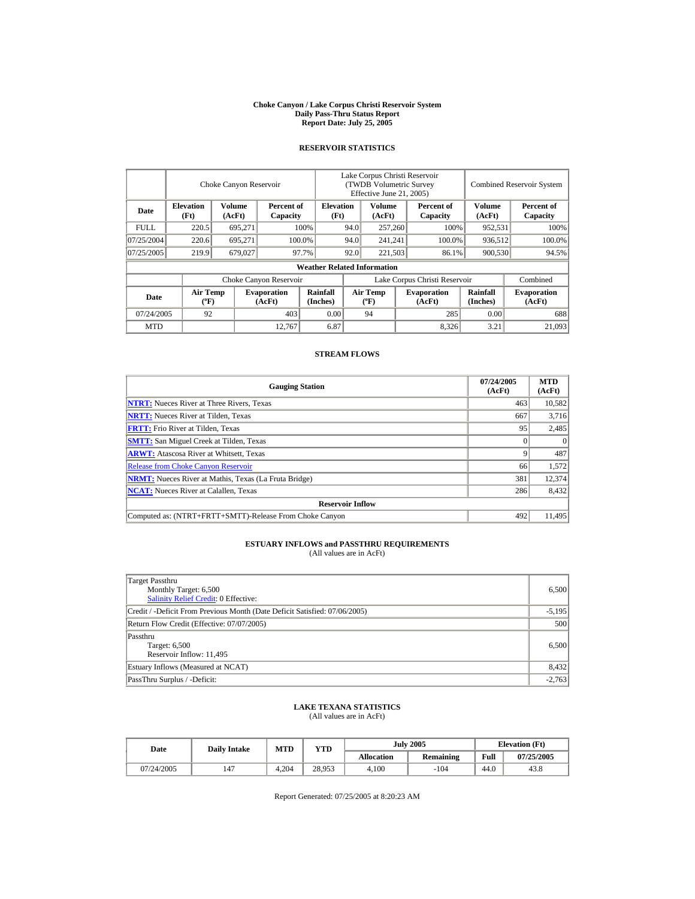# Choke Canyon / Lake Corpus Christi Reservoir System
## Daily Pass-Thru Status Report
## Report Date: July 25, 2005

### RESERVOIR STATISTICS

| Date | Choke Canyon Reservoir | | | Lake Corpus Christi Reservoir (TWDB Volumetric Survey Effective June 21, 2005) | | | Combined Reservoir System | |
|---|---|---|---|---|---|---|---|---|
| | Elevation (Ft) | Volume (AcFt) | Percent of Capacity | Elevation (Ft) | Volume (AcFt) | Percent of Capacity | Volume (AcFt) | Percent of Capacity |
| FULL | 220.5 | 695,271 | 100% | 94.0 | 257,260 | 100% | 952,531 | 100% |
| 07/25/2004 | 220.6 | 695,271 | 100.0% | 94.0 | 241,241 | 100.0% | 936,512 | 100.0% |
| 07/25/2005 | 219.9 | 679,027 | 97.7% | 92.0 | 221,503 | 86.1% | 900,530 | 94.5% |

**Weather Related Information**

| Date | Choke Canyon Reservoir | | | Lake Corpus Christi Reservoir | | | Combined |
|---|---|---|---|---|---|---|---|
| | Air Temp (ºF) | Evaporation (AcFt) | Rainfall (Inches) | Air Temp (ºF) | Evaporation (AcFt) | Rainfall (Inches) | Evaporation (AcFt) |
| 07/24/2005 | 92 | 403 | 0.00 | 94 | 285 | 0.00 | 688 |
| MTD | | 12,767 | 6.87 | | 8,326 | 3.21 | 21,093 |

### STREAM FLOWS

| Gauging Station | 07/24/2005 (AcFt) | MTD (AcFt) |
|---|---|---|
| NTRT: Nueces River at Three Rivers, Texas | 463 | 10,582 |
| NRTT: Nueces River at Tilden, Texas | 667 | 3,716 |
| FRTT: Frio River at Tilden, Texas | 95 | 2,485 |
| SMTT: San Miguel Creek at Tilden, Texas | 0 | 0 |
| ARWT: Atascosa River at Whitsett, Texas | 9 | 487 |
| Release from Choke Canyon Reservoir | 66 | 1,572 |
| NRMT: Nueces River at Mathis, Texas (La Fruta Bridge) | 381 | 12,374 |
| NCAT: Nueces River at Calallen, Texas | 286 | 8,432 |
| **Reservoir Inflow** | | |
| Computed as: (NTRT+FRTT+SMTT)-Release From Choke Canyon | 492 | 11,495 |

### ESTUARY INFLOWS and PASSTHRU REQUIREMENTS
(All values are in AcFt)

| | |
|---|---|
| Target Passthru<br>Monthly Target: 6,500<br>Salinity Relief Credit: 0 Effective: | 6,500 |
| Credit / -Deficit From Previous Month (Date Deficit Satisfied: 07/06/2005) | -5,195 |
| Return Flow Credit (Effective: 07/07/2005) | 500 |
| Passthru<br>Target: 6,500<br>Reservoir Inflow: 11,495 | 6,500 |
| Estuary Inflows (Measured at NCAT) | 8,432 |
| PassThru Surplus / -Deficit: | -2,763 |

### LAKE TEXANA STATISTICS
(All values are in AcFt)

| Date | Daily Intake | MTD | YTD | July 2005 | | Elevation (Ft) | |
|---|---|---|---|---|---|---|---|
| | | | | Allocation | Remaining | Full | 07/25/2005 |
| 07/24/2005 | 147 | 4,204 | 28,953 | 4,100 | -104 | 44.0 | 43.8 |

Report Generated: 07/25/2005 at 8:20:23 AM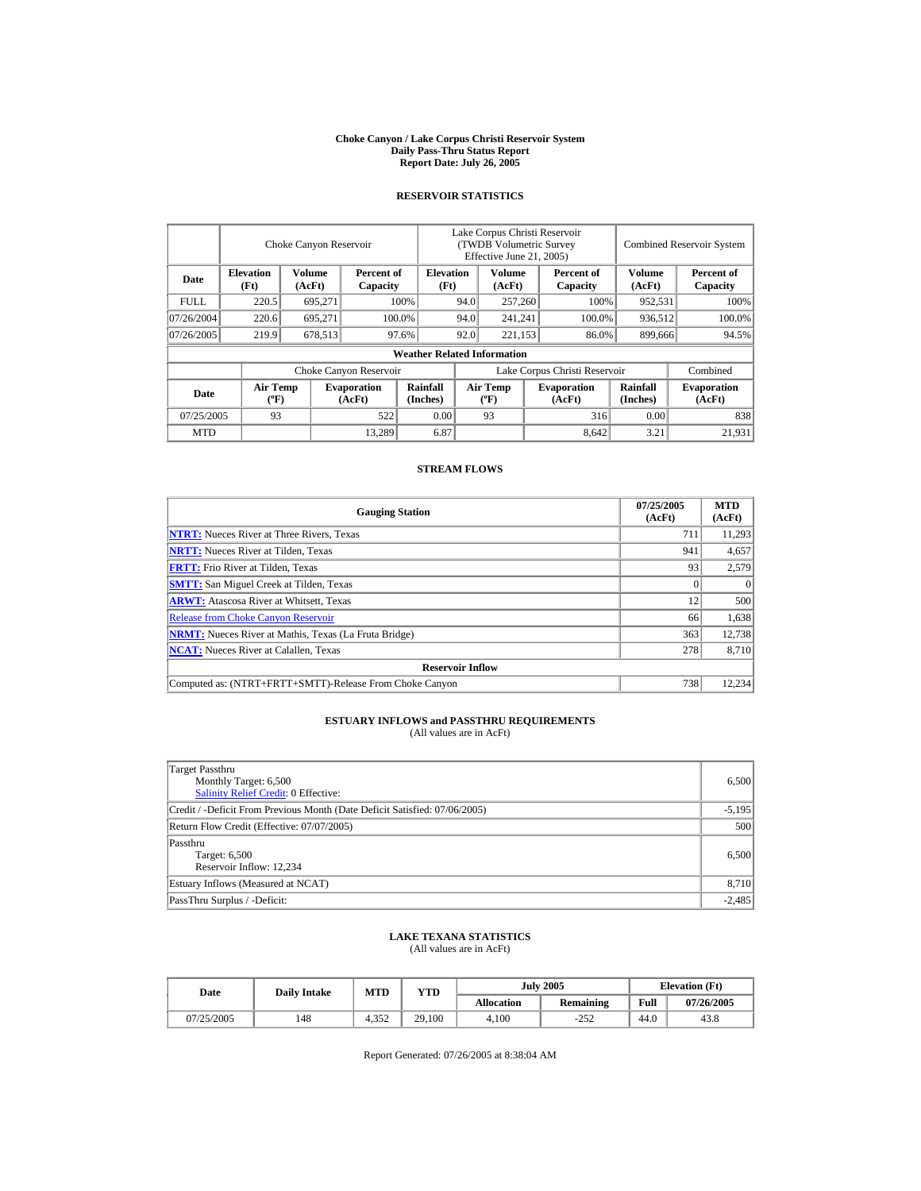# Choke Canyon / Lake Corpus Christi Reservoir System
## Daily Pass-Thru Status Report
## Report Date: July 26, 2005

### RESERVOIR STATISTICS

| Date | Choke Canyon Reservoir | | | Lake Corpus Christi Reservoir (TWDB Volumetric Survey Effective June 21, 2005) | | | Combined Reservoir System | |
|---|---|---|---|---|---|---|---|---|
| | Elevation (Ft) | Volume (AcFt) | Percent of Capacity | Elevation (Ft) | Volume (AcFt) | Percent of Capacity | Volume (AcFt) | Percent of Capacity |
| FULL | 220.5 | 695,271 | 100% | 94.0 | 257,260 | 100% | 952,531 | 100% |
| 07/26/2004 | 220.6 | 695,271 | 100.0% | 94.0 | 241,241 | 100.0% | 936,512 | 100.0% |
| 07/26/2005 | 219.9 | 678,513 | 97.6% | 92.0 | 221,153 | 86.0% | 899,666 | 94.5% |

**Weather Related Information**

| Date | Choke Canyon Reservoir | | | Lake Corpus Christi Reservoir | | | Combined |
|---|---|---|---|---|---|---|---|
| | Air Temp (ºF) | Evaporation (AcFt) | Rainfall (Inches) | Air Temp (ºF) | Evaporation (AcFt) | Rainfall (Inches) | Evaporation (AcFt) |
| 07/25/2005 | 93 | 522 | 0.00 | 93 | 316 | 0.00 | 838 |
| MTD | | 13,289 | 6.87 | | 8,642 | 3.21 | 21,931 |

### STREAM FLOWS

| Gauging Station | 07/25/2005 (AcFt) | MTD (AcFt) |
|---|---|---|
| NTRT: Nueces River at Three Rivers, Texas | 711 | 11,293 |
| NRTT: Nueces River at Tilden, Texas | 941 | 4,657 |
| FRTT: Frio River at Tilden, Texas | 93 | 2,579 |
| SMTT: San Miguel Creek at Tilden, Texas | 0 | 0 |
| ARWT: Atascosa River at Whitsett, Texas | 12 | 500 |
| Release from Choke Canyon Reservoir | 66 | 1,638 |
| NRMT: Nueces River at Mathis, Texas (La Fruta Bridge) | 363 | 12,738 |
| NCAT: Nueces River at Calallen, Texas | 278 | 8,710 |
| **Reservoir Inflow** | | |
| Computed as: (NTRT+FRTT+SMTT)-Release From Choke Canyon | 738 | 12,234 |

### ESTUARY INFLOWS and PASSTHRU REQUIREMENTS
(All values are in AcFt)

| | |
|---|---|
| Target Passthru<br>Monthly Target: 6,500<br>Salinity Relief Credit: 0 Effective: | 6,500 |
| Credit / -Deficit From Previous Month (Date Deficit Satisfied: 07/06/2005) | -5,195 |
| Return Flow Credit (Effective: 07/07/2005) | 500 |
| Passthru<br>Target: 6,500<br>Reservoir Inflow: 12,234 | 6,500 |
| Estuary Inflows (Measured at NCAT) | 8,710 |
| PassThru Surplus / -Deficit: | -2,485 |

### LAKE TEXANA STATISTICS
(All values are in AcFt)

| Date | Daily Intake | MTD | YTD | July 2005 | | Elevation (Ft) | |
|---|---|---|---|---|---|---|---|
| | | | | Allocation | Remaining | Full | 07/26/2005 |
| 07/25/2005 | 148 | 4,352 | 29,100 | 4,100 | -252 | 44.0 | 43.8 |

Report Generated: 07/26/2005 at 8:38:04 AM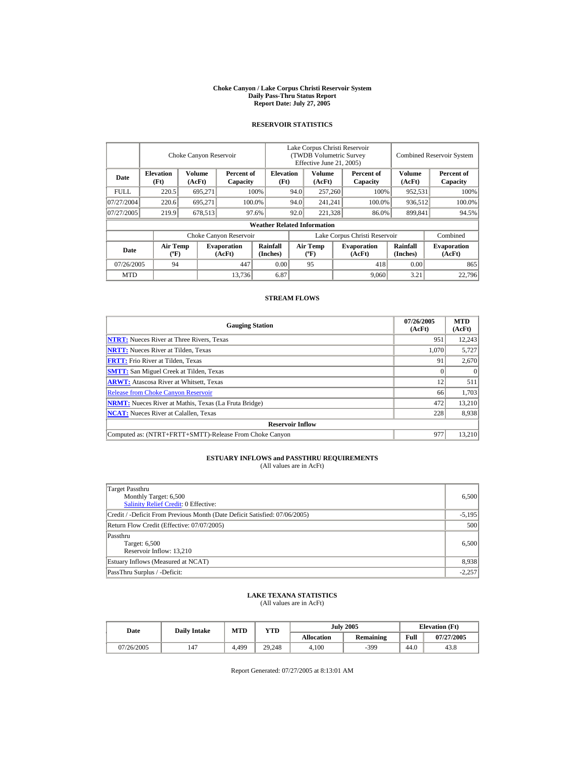# Choke Canyon / Lake Corpus Christi Reservoir System
## Daily Pass-Thru Status Report
### Report Date: July 27, 2005

## RESERVOIR STATISTICS

| Date | Choke Canyon Reservoir | | | Lake Corpus Christi Reservoir (TWDB Volumetric Survey Effective June 21, 2005) | | | Combined Reservoir System | |
|---|---|---|---|---|---|---|---|---|
| | Elevation (Ft) | Volume (AcFt) | Percent of Capacity | Elevation (Ft) | Volume (AcFt) | Percent of Capacity | Volume (AcFt) | Percent of Capacity |
| FULL | 220.5 | 695,271 | 100% | 94.0 | 257,260 | 100% | 952,531 | 100% |
| 07/27/2004 | 220.6 | 695,271 | 100.0% | 94.0 | 241,241 | 100.0% | 936,512 | 100.0% |
| 07/27/2005 | 219.9 | 678,513 | 97.6% | 92.0 | 221,328 | 86.0% | 899,841 | 94.5% |

**Weather Related Information**

| Date | Choke Canyon Reservoir | | | Lake Corpus Christi Reservoir | | | Combined |
|---|---|---|---|---|---|---|---|
| | Air Temp (ºF) | Evaporation (AcFt) | Rainfall (Inches) | Air Temp (ºF) | Evaporation (AcFt) | Rainfall (Inches) | Evaporation (AcFt) |
| 07/26/2005 | 94 | 447 | 0.00 | 95 | 418 | 0.00 | 865 |
| MTD | | 13,736 | 6.87 | | 9,060 | 3.21 | 22,796 |

## STREAM FLOWS

| Gauging Station | 07/26/2005 (AcFt) | MTD (AcFt) |
|---|---|---|
| NTRT: Nueces River at Three Rivers, Texas | 951 | 12,243 |
| NRTT: Nueces River at Tilden, Texas | 1,070 | 5,727 |
| FRTT: Frio River at Tilden, Texas | 91 | 2,670 |
| SMTT: San Miguel Creek at Tilden, Texas | 0 | 0 |
| ARWT: Atascosa River at Whitsett, Texas | 12 | 511 |
| Release from Choke Canyon Reservoir | 66 | 1,703 |
| NRMT: Nueces River at Mathis, Texas (La Fruta Bridge) | 472 | 13,210 |
| NCAT: Nueces River at Calallen, Texas | 228 | 8,938 |
| **Reservoir Inflow** | | |
| Computed as: (NTRT+FRTT+SMTT)-Release From Choke Canyon | 977 | 13,210 |

## ESTUARY INFLOWS and PASSTHRU REQUIREMENTS
(All values are in AcFt)

| | |
|---|---|
| Target Passthru<br>Monthly Target: 6,500<br>Salinity Relief Credit: 0 Effective: | 6,500 |
| Credit / -Deficit From Previous Month (Date Deficit Satisfied: 07/06/2005) | -5,195 |
| Return Flow Credit (Effective: 07/07/2005) | 500 |
| Passthru<br>Target: 6,500<br>Reservoir Inflow: 13,210 | 6,500 |
| Estuary Inflows (Measured at NCAT) | 8,938 |
| PassThru Surplus / -Deficit: | -2,257 |

## LAKE TEXANA STATISTICS
(All values are in AcFt)

| Date | Daily Intake | MTD | YTD | July 2005 | | Elevation (Ft) | |
|---|---|---|---|---|---|---|---|
| | | | | Allocation | Remaining | Full | 07/27/2005 |
| 07/26/2005 | 147 | 4,499 | 29,248 | 4,100 | -399 | 44.0 | 43.8 |

Report Generated: 07/27/2005 at 8:13:01 AM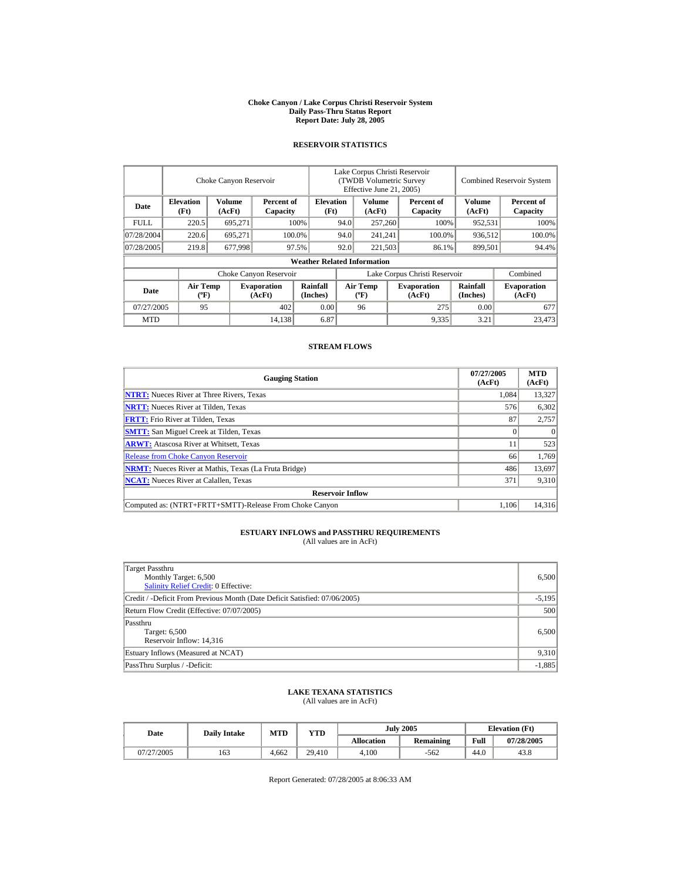**Choke Canyon / Lake Corpus Christi Reservoir System**
**Daily Pass-Thru Status Report**
**Report Date: July 28, 2005**

## RESERVOIR STATISTICS

| Date | Choke Canyon Reservoir | | | Lake Corpus Christi Reservoir (TWDB Volumetric Survey Effective June 21, 2005) | | | Combined Reservoir System | |
|---|---|---|---|---|---|---|---|---|
| | Elevation (Ft) | Volume (AcFt) | Percent of Capacity | Elevation (Ft) | Volume (AcFt) | Percent of Capacity | Volume (AcFt) | Percent of Capacity |
| FULL | 220.5 | 695,271 | 100% | 94.0 | 257,260 | 100% | 952,531 | 100% |
| 07/28/2004 | 220.6 | 695,271 | 100.0% | 94.0 | 241,241 | 100.0% | 936,512 | 100.0% |
| 07/28/2005 | 219.8 | 677,998 | 97.5% | 92.0 | 221,503 | 86.1% | 899,501 | 94.4% |

**Weather Related Information**

| Date | Choke Canyon Reservoir | | | Lake Corpus Christi Reservoir | | | Combined |
|---|---|---|---|---|---|---|---|
| | Air Temp (ºF) | Evaporation (AcFt) | Rainfall (Inches) | Air Temp (ºF) | Evaporation (AcFt) | Rainfall (Inches) | Evaporation (AcFt) |
| 07/27/2005 | 95 | 402 | 0.00 | 96 | 275 | 0.00 | 677 |
| MTD | | 14,138 | 6.87 | | 9,335 | 3.21 | 23,473 |

## STREAM FLOWS

| Gauging Station | 07/27/2005 (AcFt) | MTD (AcFt) |
|---|---|---|
| NTRT: Nueces River at Three Rivers, Texas | 1,084 | 13,327 |
| NRTT: Nueces River at Tilden, Texas | 576 | 6,302 |
| FRTT: Frio River at Tilden, Texas | 87 | 2,757 |
| SMTT: San Miguel Creek at Tilden, Texas | 0 | 0 |
| ARWT: Atascosa River at Whitsett, Texas | 11 | 523 |
| Release from Choke Canyon Reservoir | 66 | 1,769 |
| NRMT: Nueces River at Mathis, Texas (La Fruta Bridge) | 486 | 13,697 |
| NCAT: Nueces River at Calallen, Texas | 371 | 9,310 |
| **Reservoir Inflow** | | |
| Computed as: (NTRT+FRTT+SMTT)-Release From Choke Canyon | 1,106 | 14,316 |

## ESTUARY INFLOWS and PASSTHRU REQUIREMENTS
(All values are in AcFt)

| Item | Value |
|---|---|
| Target Passthru<br>Monthly Target: 6,500<br>Salinity Relief Credit: 0 Effective: | 6,500 |
| Credit / -Deficit From Previous Month (Date Deficit Satisfied: 07/06/2005) | -5,195 |
| Return Flow Credit (Effective: 07/07/2005) | 500 |
| Passthru<br>Target: 6,500<br>Reservoir Inflow: 14,316 | 6,500 |
| Estuary Inflows (Measured at NCAT) | 9,310 |
| PassThru Surplus / -Deficit: | -1,885 |

## LAKE TEXANA STATISTICS
(All values are in AcFt)

| Date | Daily Intake | MTD | YTD | July 2005 | | Elevation (Ft) | |
|---|---|---|---|---|---|---|---|
| | | | | Allocation | Remaining | Full | 07/28/2005 |
| 07/27/2005 | 163 | 4,662 | 29,410 | 4,100 | -562 | 44.0 | 43.8 |

Report Generated: 07/28/2005 at 8:06:33 AM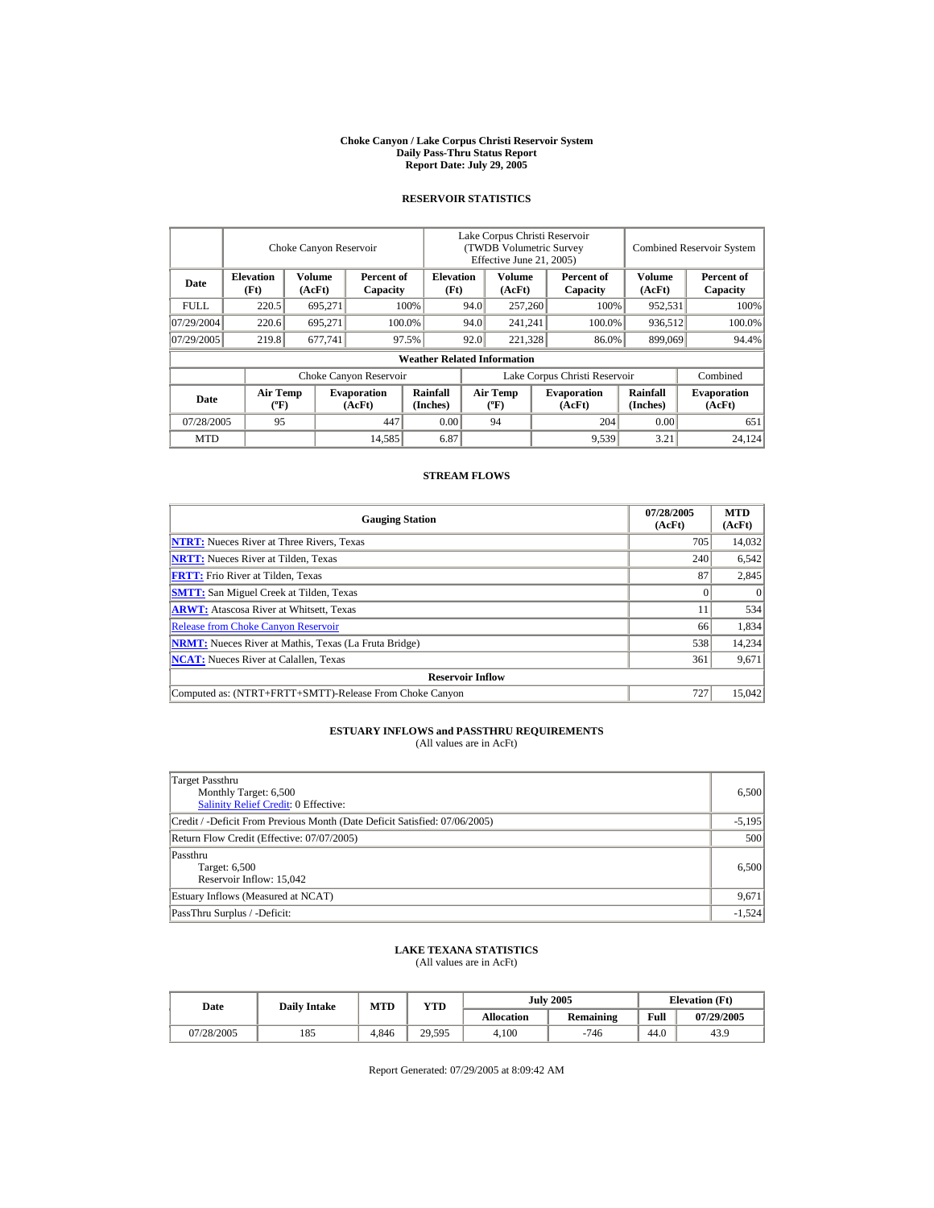# Choke Canyon / Lake Corpus Christi Reservoir System
## Daily Pass-Thru Status Report
### Report Date: July 29, 2005

## RESERVOIR STATISTICS

| | Choke Canyon Reservoir | | | Lake Corpus Christi Reservoir (TWDB Volumetric Survey Effective June 21, 2005) | | | Combined Reservoir System | |
|---|---|---|---|---|---|---|---|---|
| Date | Elevation (Ft) | Volume (AcFt) | Percent of Capacity | Elevation (Ft) | Volume (AcFt) | Percent of Capacity | Volume (AcFt) | Percent of Capacity |
| FULL | 220.5 | 695,271 | 100% | 94.0 | 257,260 | 100% | 952,531 | 100% |
| 07/29/2004 | 220.6 | 695,271 | 100.0% | 94.0 | 241,241 | 100.0% | 936,512 | 100.0% |
| 07/29/2005 | 219.8 | 677,741 | 97.5% | 92.0 | 221,328 | 86.0% | 899,069 | 94.4% |

**Weather Related Information**

| | Choke Canyon Reservoir | | | Lake Corpus Christi Reservoir | | | Combined |
|---|---|---|---|---|---|---|---|
| Date | Air Temp (ºF) | Evaporation (AcFt) | Rainfall (Inches) | Air Temp (ºF) | Evaporation (AcFt) | Rainfall (Inches) | Evaporation (AcFt) |
| 07/28/2005 | 95 | 447 | 0.00 | 94 | 204 | 0.00 | 651 |
| MTD | | 14,585 | 6.87 | | 9,539 | 3.21 | 24,124 |

## STREAM FLOWS

| Gauging Station | 07/28/2005 (AcFt) | MTD (AcFt) |
|---|---|---|
| NTRT: Nueces River at Three Rivers, Texas | 705 | 14,032 |
| NRTT: Nueces River at Tilden, Texas | 240 | 6,542 |
| FRTT: Frio River at Tilden, Texas | 87 | 2,845 |
| SMTT: San Miguel Creek at Tilden, Texas | 0 | 0 |
| ARWT: Atascosa River at Whitsett, Texas | 11 | 534 |
| Release from Choke Canyon Reservoir | 66 | 1,834 |
| NRMT: Nueces River at Mathis, Texas (La Fruta Bridge) | 538 | 14,234 |
| NCAT: Nueces River at Calallen, Texas | 361 | 9,671 |
| **Reservoir Inflow** | | |
| Computed as: (NTRT+FRTT+SMTT)-Release From Choke Canyon | 727 | 15,042 |

## ESTUARY INFLOWS and PASSTHRU REQUIREMENTS
(All values are in AcFt)

| | |
|---|---|
| Target Passthru<br>Monthly Target: 6,500<br>Salinity Relief Credit: 0 Effective: | 6,500 |
| Credit / -Deficit From Previous Month (Date Deficit Satisfied: 07/06/2005) | -5,195 |
| Return Flow Credit (Effective: 07/07/2005) | 500 |
| Passthru<br>Target: 6,500<br>Reservoir Inflow: 15,042 | 6,500 |
| Estuary Inflows (Measured at NCAT) | 9,671 |
| PassThru Surplus / -Deficit: | -1,524 |

## LAKE TEXANA STATISTICS
(All values are in AcFt)

| Date | Daily Intake | MTD | YTD | July 2005 | | Elevation (Ft) | |
|---|---|---|---|---|---|---|---|
| | | | | Allocation | Remaining | Full | 07/29/2005 |
| 07/28/2005 | 185 | 4,846 | 29,595 | 4,100 | -746 | 44.0 | 43.9 |

Report Generated: 07/29/2005 at 8:09:42 AM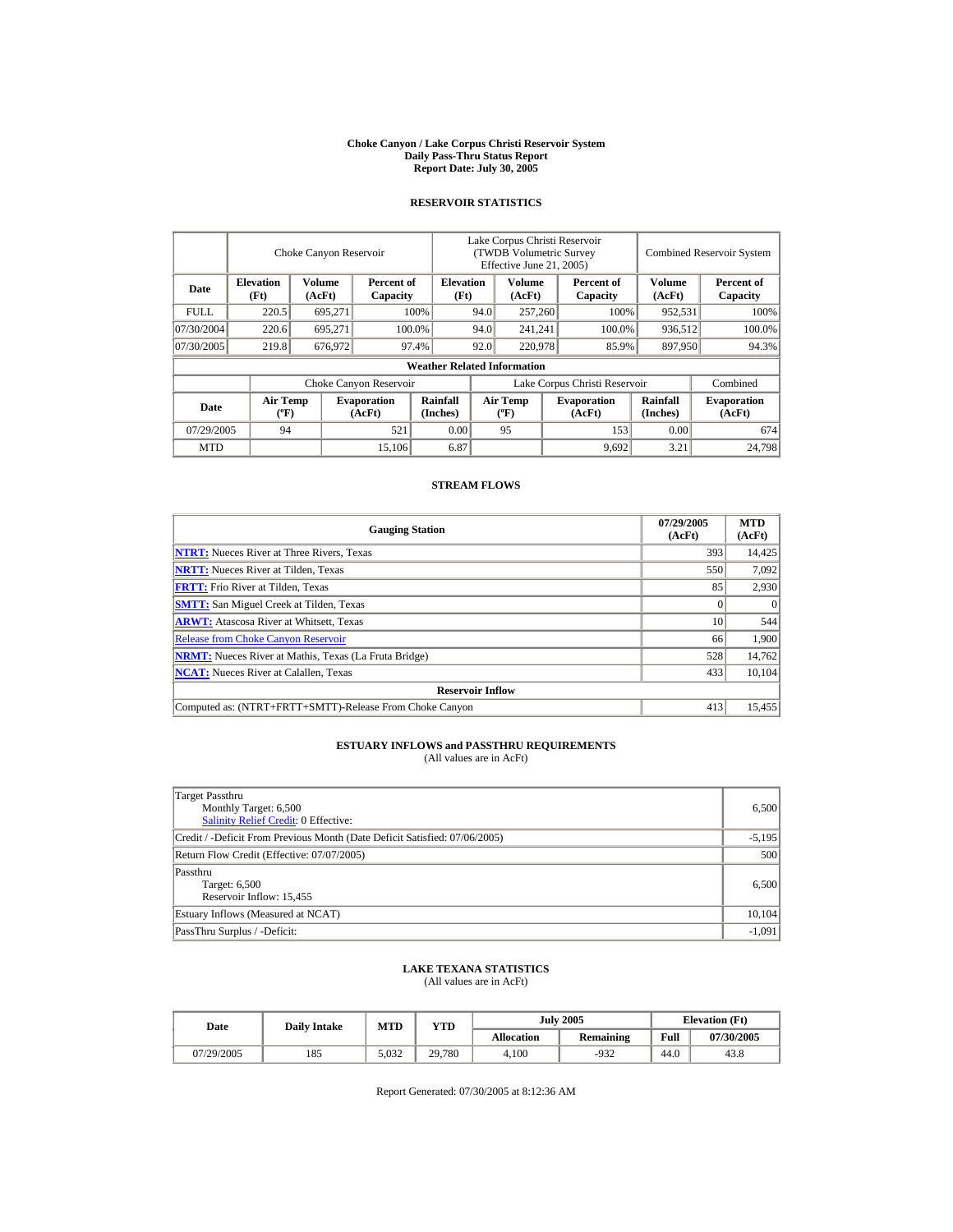# Choke Canyon / Lake Corpus Christi Reservoir System
## Daily Pass-Thru Status Report
### Report Date: July 30, 2005

## RESERVOIR STATISTICS

| Date | Choke Canyon Reservoir | | | Lake Corpus Christi Reservoir (TWDB Volumetric Survey Effective June 21, 2005) | | | Combined Reservoir System | |
|---|---|---|---|---|---|---|---|---|
| | Elevation (Ft) | Volume (AcFt) | Percent of Capacity | Elevation (Ft) | Volume (AcFt) | Percent of Capacity | Volume (AcFt) | Percent of Capacity |
| FULL | 220.5 | 695,271 | 100% | 94.0 | 257,260 | 100% | 952,531 | 100% |
| 07/30/2004 | 220.6 | 695,271 | 100.0% | 94.0 | 241,241 | 100.0% | 936,512 | 100.0% |
| 07/30/2005 | 219.8 | 676,972 | 97.4% | 92.0 | 220,978 | 85.9% | 897,950 | 94.3% |

**Weather Related Information**

| Date | Choke Canyon Reservoir | | | Lake Corpus Christi Reservoir | | | Combined |
|---|---|---|---|---|---|---|---|
| | Air Temp (ºF) | Evaporation (AcFt) | Rainfall (Inches) | Air Temp (ºF) | Evaporation (AcFt) | Rainfall (Inches) | Evaporation (AcFt) |
| 07/29/2005 | 94 | 521 | 0.00 | 95 | 153 | 0.00 | 674 |
| MTD | | 15,106 | 6.87 | | 9,692 | 3.21 | 24,798 |

## STREAM FLOWS

| Gauging Station | 07/29/2005 (AcFt) | MTD (AcFt) |
|---|---|---|
| **NTRT:** Nueces River at Three Rivers, Texas | 393 | 14,425 |
| **NRTT:** Nueces River at Tilden, Texas | 550 | 7,092 |
| **FRTT:** Frio River at Tilden, Texas | 85 | 2,930 |
| **SMTT:** San Miguel Creek at Tilden, Texas | 0 | 0 |
| **ARWT:** Atascosa River at Whitsett, Texas | 10 | 544 |
| Release from Choke Canyon Reservoir | 66 | 1,900 |
| **NRMT:** Nueces River at Mathis, Texas (La Fruta Bridge) | 528 | 14,762 |
| **NCAT:** Nueces River at Calallen, Texas | 433 | 10,104 |
| **Reservoir Inflow** | | |
| Computed as: (NTRT+FRTT+SMTT)-Release From Choke Canyon | 413 | 15,455 |

## ESTUARY INFLOWS and PASSTHRU REQUIREMENTS
(All values are in AcFt)

| | |
|---|---|
| Target Passthru<br>Monthly Target: 6,500<br>Salinity Relief Credit: 0 Effective: | 6,500 |
| Credit / -Deficit From Previous Month (Date Deficit Satisfied: 07/06/2005) | -5,195 |
| Return Flow Credit (Effective: 07/07/2005) | 500 |
| Passthru<br>Target: 6,500<br>Reservoir Inflow: 15,455 | 6,500 |
| Estuary Inflows (Measured at NCAT) | 10,104 |
| PassThru Surplus / -Deficit: | -1,091 |

## LAKE TEXANA STATISTICS
(All values are in AcFt)

| Date | Daily Intake | MTD | YTD | July 2005 | | Elevation (Ft) | |
|---|---|---|---|---|---|---|---|
| | | | | Allocation | Remaining | Full | 07/30/2005 |
| 07/29/2005 | 185 | 5,032 | 29,780 | 4,100 | -932 | 44.0 | 43.8 |

Report Generated: 07/30/2005 at 8:12:36 AM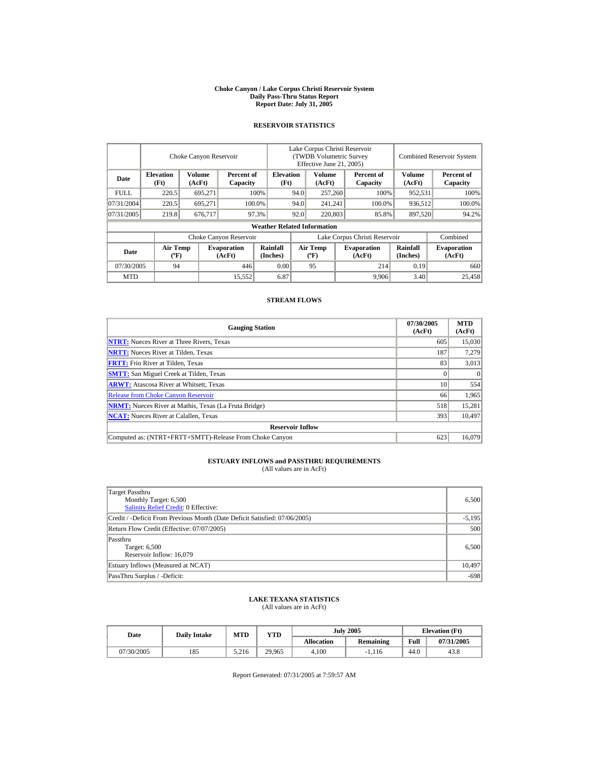# Choke Canyon / Lake Corpus Christi Reservoir System
## Daily Pass-Thru Status Report
## Report Date: July 31, 2005

### RESERVOIR STATISTICS

| Date | Choke Canyon Reservoir | | | Lake Corpus Christi Reservoir (TWDB Volumetric Survey Effective June 21, 2005) | | | Combined Reservoir System | |
|---|---|---|---|---|---|---|---|---|
| | Elevation (Ft) | Volume (AcFt) | Percent of Capacity | Elevation (Ft) | Volume (AcFt) | Percent of Capacity | Volume (AcFt) | Percent of Capacity |
| FULL | 220.5 | 695,271 | 100% | 94.0 | 257,260 | 100% | 952,531 | 100% |
| 07/31/2004 | 220.5 | 695,271 | 100.0% | 94.0 | 241,241 | 100.0% | 936,512 | 100.0% |
| 07/31/2005 | 219.8 | 676,717 | 97.3% | 92.0 | 220,803 | 85.8% | 897,520 | 94.2% |

**Weather Related Information**

| Date | Choke Canyon Reservoir | | | Lake Corpus Christi Reservoir | | | Combined |
|---|---|---|---|---|---|---|---|
| | Air Temp (ºF) | Evaporation (AcFt) | Rainfall (Inches) | Air Temp (ºF) | Evaporation (AcFt) | Rainfall (Inches) | Evaporation (AcFt) |
| 07/30/2005 | 94 | 446 | 0.00 | 95 | 214 | 0.19 | 660 |
| MTD | | 15,552 | 6.87 | | 9,906 | 3.40 | 25,458 |

### STREAM FLOWS

| Gauging Station | 07/30/2005 (AcFt) | MTD (AcFt) |
|---|---|---|
| NTRT: Nueces River at Three Rivers, Texas | 605 | 15,030 |
| NRTT: Nueces River at Tilden, Texas | 187 | 7,279 |
| FRTT: Frio River at Tilden, Texas | 83 | 3,013 |
| SMTT: San Miguel Creek at Tilden, Texas | 0 | 0 |
| ARWT: Atascosa River at Whitsett, Texas | 10 | 554 |
| Release from Choke Canyon Reservoir | 66 | 1,965 |
| NRMT: Nueces River at Mathis, Texas (La Fruta Bridge) | 518 | 15,281 |
| NCAT: Nueces River at Calallen, Texas | 393 | 10,497 |
| **Reservoir Inflow** | | |
| Computed as: (NTRT+FRTT+SMTT)-Release From Choke Canyon | 623 | 16,079 |

### ESTUARY INFLOWS and PASSTHRU REQUIREMENTS
(All values are in AcFt)

| | |
|---|---|
| Target Passthru<br>Monthly Target: 6,500<br>Salinity Relief Credit: 0 Effective: | 6,500 |
| Credit / -Deficit From Previous Month (Date Deficit Satisfied: 07/06/2005) | -5,195 |
| Return Flow Credit (Effective: 07/07/2005) | 500 |
| Passthru<br>Target: 6,500<br>Reservoir Inflow: 16,079 | 6,500 |
| Estuary Inflows (Measured at NCAT) | 10,497 |
| PassThru Surplus / -Deficit: | -698 |

### LAKE TEXANA STATISTICS
(All values are in AcFt)

| Date | Daily Intake | MTD | YTD | July 2005 | | Elevation (Ft) | |
|---|---|---|---|---|---|---|---|
| | | | | Allocation | Remaining | Full | 07/31/2005 |
| 07/30/2005 | 185 | 5,216 | 29,965 | 4,100 | -1,116 | 44.0 | 43.8 |

Report Generated: 07/31/2005 at 7:59:57 AM